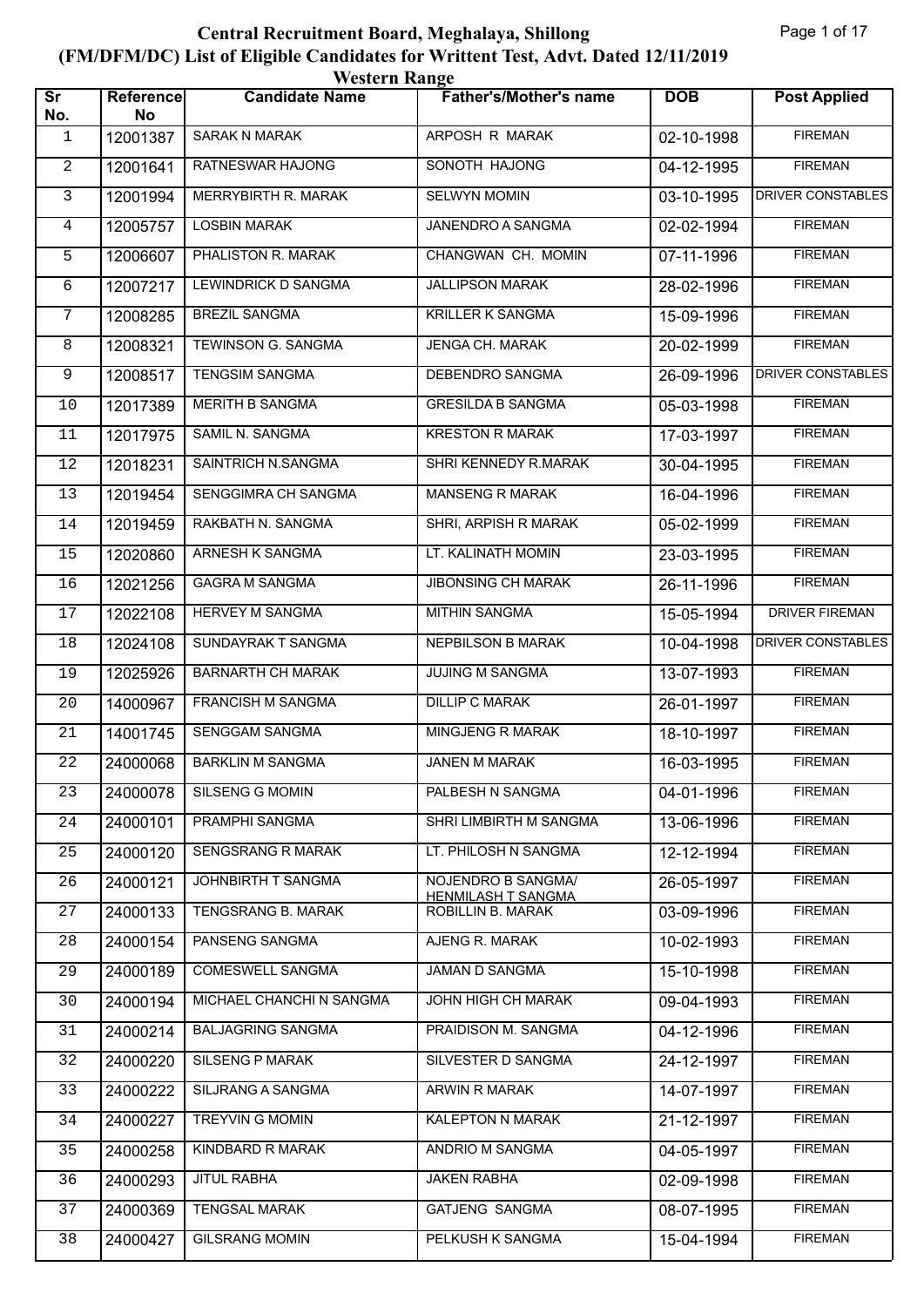# Central Recruitment Board, Meghalaya, Shillong

## (FM/DFM/DC) List of Eligible Candidates for Writtent Test, Advt. Dated 12/11/2019

### Western Range

| Sr No. | Reference No | Candidate Name | Father's/Mother's name | DOB | Post Applied |
|---|---|---|---|---|---|
| 1 | 12001387 | SARAK N MARAK | ARPOSH R MARAK | 02-10-1998 | FIREMAN |
| 2 | 12001641 | RATNESWAR HAJONG | SONOTH HAJONG | 04-12-1995 | FIREMAN |
| 3 | 12001994 | MERRYBIRTH R. MARAK | SELWYN MOMIN | 03-10-1995 | DRIVER CONSTABLES |
| 4 | 12005757 | LOSBIN MARAK | JANENDRO A SANGMA | 02-02-1994 | FIREMAN |
| 5 | 12006607 | PHALISTON R. MARAK | CHANGWAN CH. MOMIN | 07-11-1996 | FIREMAN |
| 6 | 12007217 | LEWINDRICK D SANGMA | JALLIPSON MARAK | 28-02-1996 | FIREMAN |
| 7 | 12008285 | BREZIL SANGMA | KRILLER K SANGMA | 15-09-1996 | FIREMAN |
| 8 | 12008321 | TEWINSON G. SANGMA | JENGA CH. MARAK | 20-02-1999 | FIREMAN |
| 9 | 12008517 | TENGSIM SANGMA | DEBENDRO SANGMA | 26-09-1996 | DRIVER CONSTABLES |
| 10 | 12017389 | MERITH B SANGMA | GRESILDA B SANGMA | 05-03-1998 | FIREMAN |
| 11 | 12017975 | SAMIL N. SANGMA | KRESTON R MARAK | 17-03-1997 | FIREMAN |
| 12 | 12018231 | SAINTRICH N.SANGMA | SHRI KENNEDY R.MARAK | 30-04-1995 | FIREMAN |
| 13 | 12019454 | SENGGIMRA CH SANGMA | MANSENG R MARAK | 16-04-1996 | FIREMAN |
| 14 | 12019459 | RAKBATH N. SANGMA | SHRI, ARPISH R MARAK | 05-02-1999 | FIREMAN |
| 15 | 12020860 | ARNESH K SANGMA | LT. KALINATH MOMIN | 23-03-1995 | FIREMAN |
| 16 | 12021256 | GAGRA M SANGMA | JIBONSING CH MARAK | 26-11-1996 | FIREMAN |
| 17 | 12022108 | HERVEY M SANGMA | MITHIN SANGMA | 15-05-1994 | DRIVER FIREMAN |
| 18 | 12024108 | SUNDAYRAK T SANGMA | NEPBILSON B MARAK | 10-04-1998 | DRIVER CONSTABLES |
| 19 | 12025926 | BARNARTH CH MARAK | JUJING M SANGMA | 13-07-1993 | FIREMAN |
| 20 | 14000967 | FRANCISH M SANGMA | DILLIP C MARAK | 26-01-1997 | FIREMAN |
| 21 | 14001745 | SENGGAM SANGMA | MINGJENG R MARAK | 18-10-1997 | FIREMAN |
| 22 | 24000068 | BARKLIN M SANGMA | JANEN M MARAK | 16-03-1995 | FIREMAN |
| 23 | 24000078 | SILSENG G MOMIN | PALBESH N SANGMA | 04-01-1996 | FIREMAN |
| 24 | 24000101 | PRAMPHI SANGMA | SHRI LIMBIRTH M SANGMA | 13-06-1996 | FIREMAN |
| 25 | 24000120 | SENGSRANG R MARAK | LT. PHILOSH N SANGMA | 12-12-1994 | FIREMAN |
| 26 | 24000121 | JOHNBIRTH T SANGMA | NOJENDRO B SANGMA/ HENMILASH T SANGMA | 26-05-1997 | FIREMAN |
| 27 | 24000133 | TENGSRANG B. MARAK | ROBILLIN B. MARAK | 03-09-1996 | FIREMAN |
| 28 | 24000154 | PANSENG SANGMA | AJENG R. MARAK | 10-02-1993 | FIREMAN |
| 29 | 24000189 | COMESWELL SANGMA | JAMAN D SANGMA | 15-10-1998 | FIREMAN |
| 30 | 24000194 | MICHAEL CHANCHI N SANGMA | JOHN HIGH CH MARAK | 09-04-1993 | FIREMAN |
| 31 | 24000214 | BALJAGRING SANGMA | PRAIDISON M. SANGMA | 04-12-1996 | FIREMAN |
| 32 | 24000220 | SILSENG P MARAK | SILVESTER D SANGMA | 24-12-1997 | FIREMAN |
| 33 | 24000222 | SILJRANG A SANGMA | ARWIN R MARAK | 14-07-1997 | FIREMAN |
| 34 | 24000227 | TREYVIN G MOMIN | KALEPTON N MARAK | 21-12-1997 | FIREMAN |
| 35 | 24000258 | KINDBARD R MARAK | ANDRIO M SANGMA | 04-05-1997 | FIREMAN |
| 36 | 24000293 | JITUL RABHA | JAKEN RABHA | 02-09-1998 | FIREMAN |
| 37 | 24000369 | TENGSAL MARAK | GATJENG SANGMA | 08-07-1995 | FIREMAN |
| 38 | 24000427 | GILSRANG MOMIN | PELKUSH K SANGMA | 15-04-1994 | FIREMAN |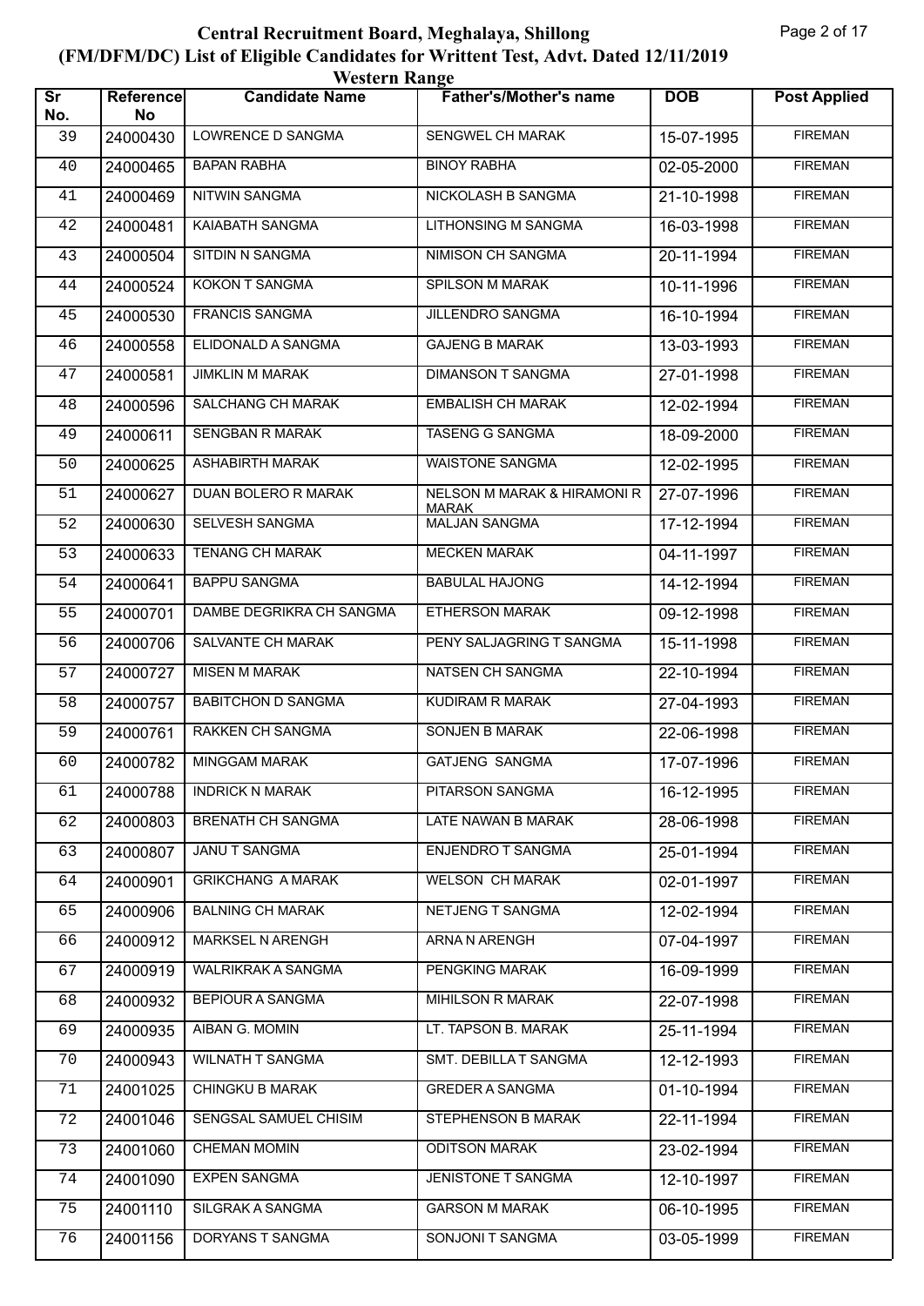# Central Recruitment Board, Meghalaya, Shillong

## (FM/DFM/DC) List of Eligible Candidates for Writtent Test, Advt. Dated 12/11/2019

### Western Range

| Sr No. | Reference No | Candidate Name | Father's/Mother's name | DOB | Post Applied |
|---|---|---|---|---|---|
| 39 | 24000430 | LOWRENCE D SANGMA | SENGWEL CH MARAK | 15-07-1995 | FIREMAN |
| 40 | 24000465 | BAPAN RABHA | BINOY RABHA | 02-05-2000 | FIREMAN |
| 41 | 24000469 | NITWIN SANGMA | NICKOLASH B SANGMA | 21-10-1998 | FIREMAN |
| 42 | 24000481 | KAIABATH SANGMA | LITHONSING M SANGMA | 16-03-1998 | FIREMAN |
| 43 | 24000504 | SITDIN N SANGMA | NIMISON CH SANGMA | 20-11-1994 | FIREMAN |
| 44 | 24000524 | KOKON T SANGMA | SPILSON M MARAK | 10-11-1996 | FIREMAN |
| 45 | 24000530 | FRANCIS SANGMA | JILLENDRO SANGMA | 16-10-1994 | FIREMAN |
| 46 | 24000558 | ELIDONALD A SANGMA | GAJENG B MARAK | 13-03-1993 | FIREMAN |
| 47 | 24000581 | JIMKLIN M MARAK | DIMANSON T SANGMA | 27-01-1998 | FIREMAN |
| 48 | 24000596 | SALCHANG CH MARAK | EMBALISH CH MARAK | 12-02-1994 | FIREMAN |
| 49 | 24000611 | SENGBAN R MARAK | TASENG G SANGMA | 18-09-2000 | FIREMAN |
| 50 | 24000625 | ASHABIRTH MARAK | WAISTONE SANGMA | 12-02-1995 | FIREMAN |
| 51 | 24000627 | DUAN BOLERO R MARAK | NELSON M MARAK & HIRAMONI R MARAK | 27-07-1996 | FIREMAN |
| 52 | 24000630 | SELVESH SANGMA | MALJAN SANGMA | 17-12-1994 | FIREMAN |
| 53 | 24000633 | TENANG CH MARAK | MECKEN MARAK | 04-11-1997 | FIREMAN |
| 54 | 24000641 | BAPPU SANGMA | BABULAL HAJONG | 14-12-1994 | FIREMAN |
| 55 | 24000701 | DAMBE DEGRIKRA CH SANGMA | ETHERSON MARAK | 09-12-1998 | FIREMAN |
| 56 | 24000706 | SALVANTE CH MARAK | PENY SALJAGRING T SANGMA | 15-11-1998 | FIREMAN |
| 57 | 24000727 | MISEN M MARAK | NATSEN CH SANGMA | 22-10-1994 | FIREMAN |
| 58 | 24000757 | BABITCHON D SANGMA | KUDIRAM R MARAK | 27-04-1993 | FIREMAN |
| 59 | 24000761 | RAKKEN CH SANGMA | SONJEN B MARAK | 22-06-1998 | FIREMAN |
| 60 | 24000782 | MINGGAM MARAK | GATJENG SANGMA | 17-07-1996 | FIREMAN |
| 61 | 24000788 | INDRICK N MARAK | PITARSON SANGMA | 16-12-1995 | FIREMAN |
| 62 | 24000803 | BRENATH CH SANGMA | LATE NAWAN B MARAK | 28-06-1998 | FIREMAN |
| 63 | 24000807 | JANU T SANGMA | ENJENDRO T SANGMA | 25-01-1994 | FIREMAN |
| 64 | 24000901 | GRIKCHANG A MARAK | WELSON CH MARAK | 02-01-1997 | FIREMAN |
| 65 | 24000906 | BALNING CH MARAK | NETJENG T SANGMA | 12-02-1994 | FIREMAN |
| 66 | 24000912 | MARKSEL N ARENGH | ARNA N ARENGH | 07-04-1997 | FIREMAN |
| 67 | 24000919 | WALRIKRAK A SANGMA | PENGKING MARAK | 16-09-1999 | FIREMAN |
| 68 | 24000932 | BEPIOUR A SANGMA | MIHILSON R MARAK | 22-07-1998 | FIREMAN |
| 69 | 24000935 | AIBAN G. MOMIN | LT. TAPSON B. MARAK | 25-11-1994 | FIREMAN |
| 70 | 24000943 | WILNATH T SANGMA | SMT. DEBILLA T SANGMA | 12-12-1993 | FIREMAN |
| 71 | 24001025 | CHINGKU B MARAK | GREDER A SANGMA | 01-10-1994 | FIREMAN |
| 72 | 24001046 | SENGSAL SAMUEL CHISIM | STEPHENSON B MARAK | 22-11-1994 | FIREMAN |
| 73 | 24001060 | CHEMAN MOMIN | ODITSON MARAK | 23-02-1994 | FIREMAN |
| 74 | 24001090 | EXPEN SANGMA | JENISTONE T SANGMA | 12-10-1997 | FIREMAN |
| 75 | 24001110 | SILGRAK A SANGMA | GARSON M MARAK | 06-10-1995 | FIREMAN |
| 76 | 24001156 | DORYANS T SANGMA | SONJONI T SANGMA | 03-05-1999 | FIREMAN |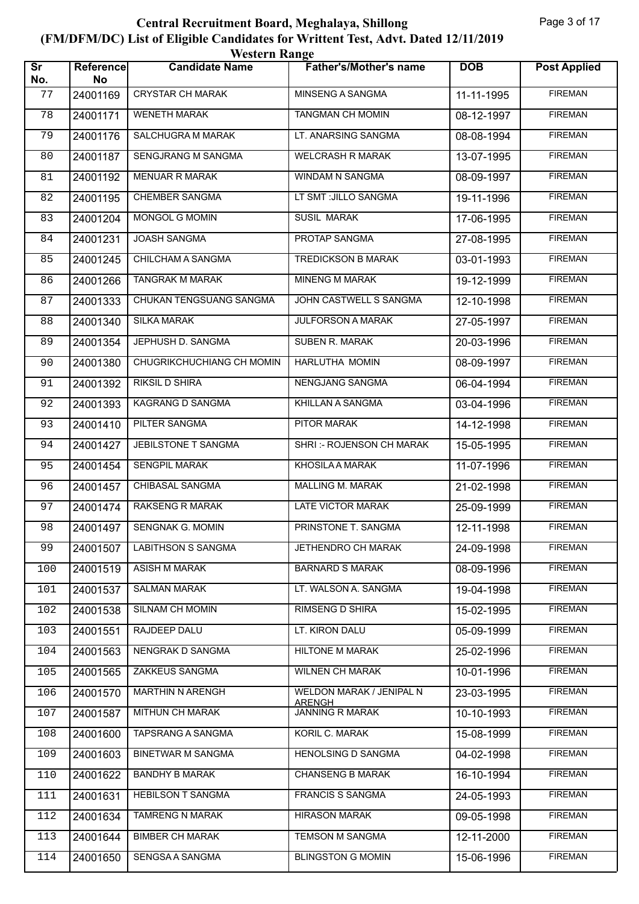# Central Recruitment Board, Meghalaya, Shillong

## (FM/DFM/DC) List of Eligible Candidates for Writtent Test, Advt. Dated 12/11/2019

### Western Range

| Sr No. | Reference No | Candidate Name | Father's/Mother's name | DOB | Post Applied |
|---|---|---|---|---|---|
| 77 | 24001169 | CRYSTAR CH MARAK | MINSENG A SANGMA | 11-11-1995 | FIREMAN |
| 78 | 24001171 | WENETH MARAK | TANGMAN CH MOMIN | 08-12-1997 | FIREMAN |
| 79 | 24001176 | SALCHUGRA M MARAK | LT. ANARSING SANGMA | 08-08-1994 | FIREMAN |
| 80 | 24001187 | SENGJRANG M SANGMA | WELCRASH R MARAK | 13-07-1995 | FIREMAN |
| 81 | 24001192 | MENUAR R MARAK | WINDAM N SANGMA | 08-09-1997 | FIREMAN |
| 82 | 24001195 | CHEMBER SANGMA | LT SMT :JILLO SANGMA | 19-11-1996 | FIREMAN |
| 83 | 24001204 | MONGOL G MOMIN | SUSIL MARAK | 17-06-1995 | FIREMAN |
| 84 | 24001231 | JOASH SANGMA | PROTAP SANGMA | 27-08-1995 | FIREMAN |
| 85 | 24001245 | CHILCHAM A SANGMA | TREDICKSON B MARAK | 03-01-1993 | FIREMAN |
| 86 | 24001266 | TANGRAK M MARAK | MINENG M MARAK | 19-12-1999 | FIREMAN |
| 87 | 24001333 | CHUKAN TENGSUANG SANGMA | JOHN CASTWELL S SANGMA | 12-10-1998 | FIREMAN |
| 88 | 24001340 | SILKA MARAK | JULFORSON A MARAK | 27-05-1997 | FIREMAN |
| 89 | 24001354 | JEPHUSH D. SANGMA | SUBEN R. MARAK | 20-03-1996 | FIREMAN |
| 90 | 24001380 | CHUGRIKCHUCHIANG CH MOMIN | HARLUTHA MOMIN | 08-09-1997 | FIREMAN |
| 91 | 24001392 | RIKSIL D SHIRA | NENGJANG SANGMA | 06-04-1994 | FIREMAN |
| 92 | 24001393 | KAGRANG D SANGMA | KHILLAN A SANGMA | 03-04-1996 | FIREMAN |
| 93 | 24001410 | PILTER SANGMA | PITOR MARAK | 14-12-1998 | FIREMAN |
| 94 | 24001427 | JEBILSTONE T SANGMA | SHRI :- ROJENSON CH MARAK | 15-05-1995 | FIREMAN |
| 95 | 24001454 | SENGPIL MARAK | KHOSILA A MARAK | 11-07-1996 | FIREMAN |
| 96 | 24001457 | CHIBASAL SANGMA | MALLING M. MARAK | 21-02-1998 | FIREMAN |
| 97 | 24001474 | RAKSENG R MARAK | LATE VICTOR MARAK | 25-09-1999 | FIREMAN |
| 98 | 24001497 | SENGNAK G. MOMIN | PRINSTONE T. SANGMA | 12-11-1998 | FIREMAN |
| 99 | 24001507 | LABITHSON S SANGMA | JETHENDRO CH MARAK | 24-09-1998 | FIREMAN |
| 100 | 24001519 | ASISH M MARAK | BARNARD S MARAK | 08-09-1996 | FIREMAN |
| 101 | 24001537 | SALMAN MARAK | LT. WALSON A. SANGMA | 19-04-1998 | FIREMAN |
| 102 | 24001538 | SILNAM CH MOMIN | RIMSENG D SHIRA | 15-02-1995 | FIREMAN |
| 103 | 24001551 | RAJDEEP DALU | LT. KIRON DALU | 05-09-1999 | FIREMAN |
| 104 | 24001563 | NENGRAK D SANGMA | HILTONE M MARAK | 25-02-1996 | FIREMAN |
| 105 | 24001565 | ZAKKEUS SANGMA | WILNEN CH MARAK | 10-01-1996 | FIREMAN |
| 106 | 24001570 | MARTHIN N ARENGH | WELDON MARAK / JENIPAL N ARENGH | 23-03-1995 | FIREMAN |
| 107 | 24001587 | MITHUN CH MARAK | JANNING R MARAK | 10-10-1993 | FIREMAN |
| 108 | 24001600 | TAPSRANG A SANGMA | KORIL C. MARAK | 15-08-1999 | FIREMAN |
| 109 | 24001603 | BINETWAR M SANGMA | HENOLSING D SANGMA | 04-02-1998 | FIREMAN |
| 110 | 24001622 | BANDHY B MARAK | CHANSENG B MARAK | 16-10-1994 | FIREMAN |
| 111 | 24001631 | HEBILSON T SANGMA | FRANCIS S SANGMA | 24-05-1993 | FIREMAN |
| 112 | 24001634 | TAMRENG N MARAK | HIRASON MARAK | 09-05-1998 | FIREMAN |
| 113 | 24001644 | BIMBER CH MARAK | TEMSON M SANGMA | 12-11-2000 | FIREMAN |
| 114 | 24001650 | SENGSA A SANGMA | BLINGSTON G MOMIN | 15-06-1996 | FIREMAN |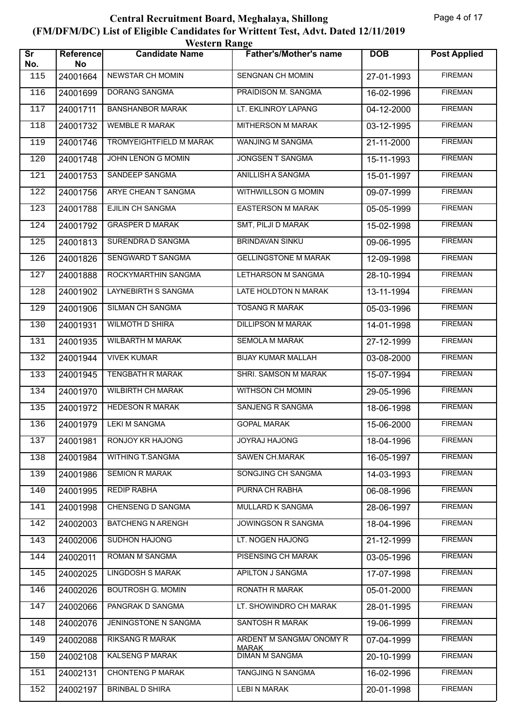# Central Recruitment Board, Meghalaya, Shillong
## (FM/DFM/DC) List of Eligible Candidates for Writtent Test, Advt. Dated 12/11/2019
### Western Range

| Sr No. | Reference No | Candidate Name | Father's/Mother's name | DOB | Post Applied |
|---|---|---|---|---|---|
| 115 | 24001664 | NEWSTAR CH MOMIN | SENGNAN CH MOMIN | 27-01-1993 | FIREMAN |
| 116 | 24001699 | DORANG SANGMA | PRAIDISON M. SANGMA | 16-02-1996 | FIREMAN |
| 117 | 24001711 | BANSHANBOR MARAK | LT. EKLINROY LAPANG | 04-12-2000 | FIREMAN |
| 118 | 24001732 | WEMBLE R MARAK | MITHERSON M MARAK | 03-12-1995 | FIREMAN |
| 119 | 24001746 | TROMYEIGHTFIELD M MARAK | WANJING M SANGMA | 21-11-2000 | FIREMAN |
| 120 | 24001748 | JOHN LENON G MOMIN | JONGSEN T SANGMA | 15-11-1993 | FIREMAN |
| 121 | 24001753 | SANDEEP SANGMA | ANILLISH A SANGMA | 15-01-1997 | FIREMAN |
| 122 | 24001756 | ARYE CHEAN T SANGMA | WITHWILLSON G MOMIN | 09-07-1999 | FIREMAN |
| 123 | 24001788 | EJILIN CH SANGMA | EASTERSON M MARAK | 05-05-1999 | FIREMAN |
| 124 | 24001792 | GRASPER D MARAK | SMT, PILJI D MARAK | 15-02-1998 | FIREMAN |
| 125 | 24001813 | SURENDRA D SANGMA | BRINDAVAN SINKU | 09-06-1995 | FIREMAN |
| 126 | 24001826 | SENGWARD T SANGMA | GELLINGSTONE M MARAK | 12-09-1998 | FIREMAN |
| 127 | 24001888 | ROCKYMARTHIN SANGMA | LETHARSON M SANGMA | 28-10-1994 | FIREMAN |
| 128 | 24001902 | LAYNEBIRTH S SANGMA | LATE HOLDTON N MARAK | 13-11-1994 | FIREMAN |
| 129 | 24001906 | SILMAN CH SANGMA | TOSANG R MARAK | 05-03-1996 | FIREMAN |
| 130 | 24001931 | WILMOTH D SHIRA | DILLIPSON M MARAK | 14-01-1998 | FIREMAN |
| 131 | 24001935 | WILBARTH M MARAK | SEMOLA M MARAK | 27-12-1999 | FIREMAN |
| 132 | 24001944 | VIVEK KUMAR | BIJAY KUMAR MALLAH | 03-08-2000 | FIREMAN |
| 133 | 24001945 | TENGBATH R MARAK | SHRI. SAMSON M MARAK | 15-07-1994 | FIREMAN |
| 134 | 24001970 | WILBIRTH CH MARAK | WITHSON CH MOMIN | 29-05-1996 | FIREMAN |
| 135 | 24001972 | HEDESON R MARAK | SANJENG R SANGMA | 18-06-1998 | FIREMAN |
| 136 | 24001979 | LEKI M SANGMA | GOPAL MARAK | 15-06-2000 | FIREMAN |
| 137 | 24001981 | RONJOY KR HAJONG | JOYRAJ HAJONG | 18-04-1996 | FIREMAN |
| 138 | 24001984 | WITHING T.SANGMA | SAWEN CH.MARAK | 16-05-1997 | FIREMAN |
| 139 | 24001986 | SEMION R MARAK | SONGJING CH SANGMA | 14-03-1993 | FIREMAN |
| 140 | 24001995 | REDIP RABHA | PURNA CH RABHA | 06-08-1996 | FIREMAN |
| 141 | 24001998 | CHENSENG D SANGMA | MULLARD K SANGMA | 28-06-1997 | FIREMAN |
| 142 | 24002003 | BATCHENG N ARENGH | JOWINGSON R SANGMA | 18-04-1996 | FIREMAN |
| 143 | 24002006 | SUDHON HAJONG | LT. NOGEN HAJONG | 21-12-1999 | FIREMAN |
| 144 | 24002011 | ROMAN M SANGMA | PISENSING CH MARAK | 03-05-1996 | FIREMAN |
| 145 | 24002025 | LINGDOSH S MARAK | APILTON J SANGMA | 17-07-1998 | FIREMAN |
| 146 | 24002026 | BOUTROSH G. MOMIN | RONATH R MARAK | 05-01-2000 | FIREMAN |
| 147 | 24002066 | PANGRAK D SANGMA | LT. SHOWINDRO CH MARAK | 28-01-1995 | FIREMAN |
| 148 | 24002076 | JENINGSTONE N SANGMA | SANTOSH R MARAK | 19-06-1999 | FIREMAN |
| 149 | 24002088 | RIKSANG R MARAK | ARDENT M SANGMA/ ONOMY R MARAK | 07-04-1999 | FIREMAN |
| 150 | 24002108 | KALSENG P MARAK | DIMAN M SANGMA | 20-10-1999 | FIREMAN |
| 151 | 24002131 | CHONTENG P MARAK | TANGJING N SANGMA | 16-02-1996 | FIREMAN |
| 152 | 24002197 | BRINBAL D SHIRA | LEBI N MARAK | 20-01-1998 | FIREMAN |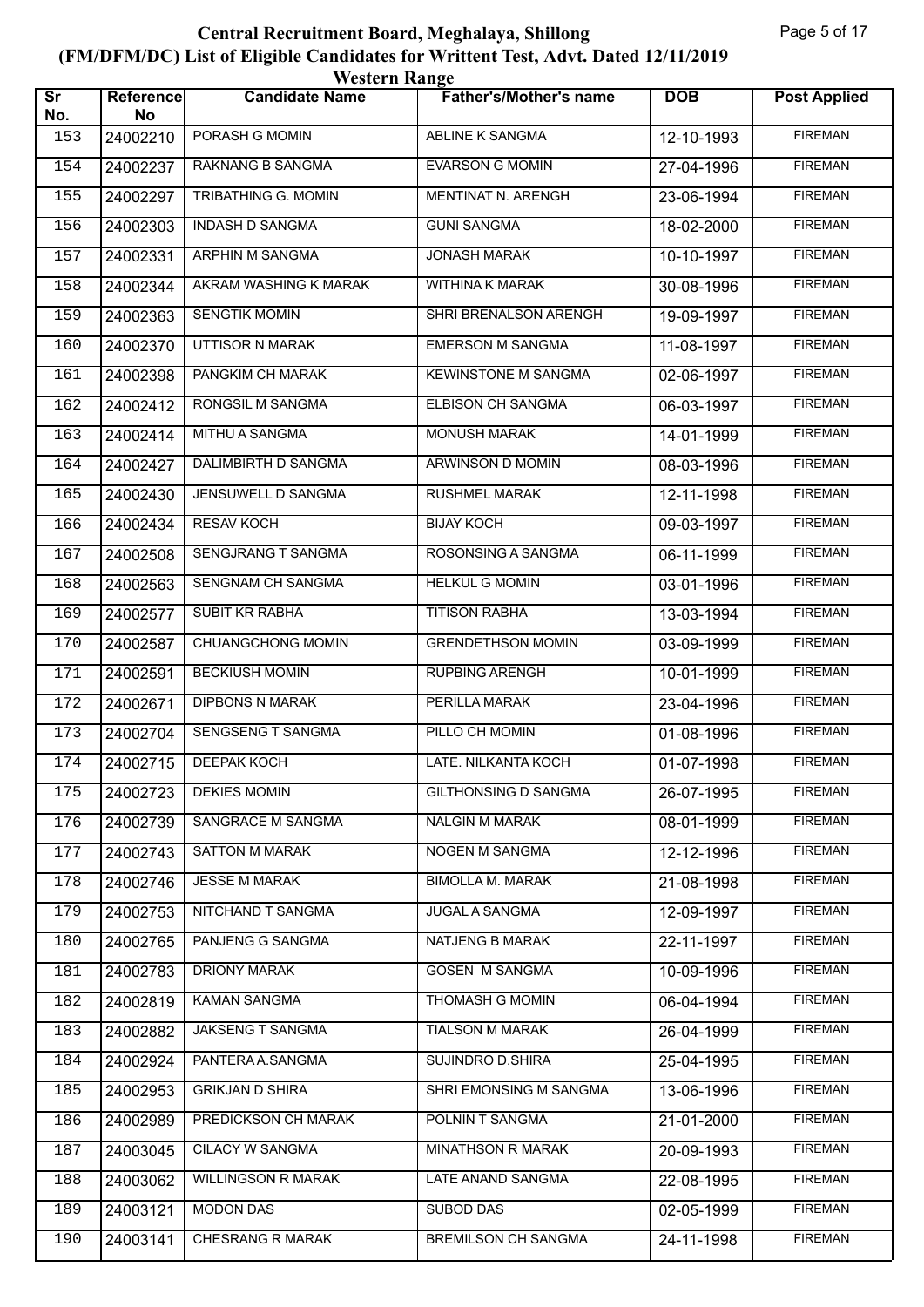# Central Recruitment Board, Meghalaya, Shillong
## (FM/DFM/DC) List of Eligible Candidates for Writtent Test, Advt. Dated 12/11/2019
### Western Range

| Sr No. | Reference No | Candidate Name | Father's/Mother's name | DOB | Post Applied |
|---|---|---|---|---|---|
| 153 | 24002210 | PORASH G MOMIN | ABLINE K SANGMA | 12-10-1993 | FIREMAN |
| 154 | 24002237 | RAKNANG B SANGMA | EVARSON G MOMIN | 27-04-1996 | FIREMAN |
| 155 | 24002297 | TRIBATHING G. MOMIN | MENTINAT N. ARENGH | 23-06-1994 | FIREMAN |
| 156 | 24002303 | INDASH D SANGMA | GUNI SANGMA | 18-02-2000 | FIREMAN |
| 157 | 24002331 | ARPHIN M SANGMA | JONASH MARAK | 10-10-1997 | FIREMAN |
| 158 | 24002344 | AKRAM WASHING K MARAK | WITHINA K MARAK | 30-08-1996 | FIREMAN |
| 159 | 24002363 | SENGTIK MOMIN | SHRI BRENALSON ARENGH | 19-09-1997 | FIREMAN |
| 160 | 24002370 | UTTISOR N MARAK | EMERSON M SANGMA | 11-08-1997 | FIREMAN |
| 161 | 24002398 | PANGKIM CH MARAK | KEWINSTONE M SANGMA | 02-06-1997 | FIREMAN |
| 162 | 24002412 | RONGSIL M SANGMA | ELBISON CH SANGMA | 06-03-1997 | FIREMAN |
| 163 | 24002414 | MITHU A SANGMA | MONUSH MARAK | 14-01-1999 | FIREMAN |
| 164 | 24002427 | DALIMBIRTH D SANGMA | ARWINSON D MOMIN | 08-03-1996 | FIREMAN |
| 165 | 24002430 | JENSUWELL D SANGMA | RUSHMEL MARAK | 12-11-1998 | FIREMAN |
| 166 | 24002434 | RESAV KOCH | BIJAY KOCH | 09-03-1997 | FIREMAN |
| 167 | 24002508 | SENGJRANG T SANGMA | ROSONSING A SANGMA | 06-11-1999 | FIREMAN |
| 168 | 24002563 | SENGNAM CH SANGMA | HELKUL G MOMIN | 03-01-1996 | FIREMAN |
| 169 | 24002577 | SUBIT KR RABHA | TITISON RABHA | 13-03-1994 | FIREMAN |
| 170 | 24002587 | CHUANGCHONG MOMIN | GRENDETHSON MOMIN | 03-09-1999 | FIREMAN |
| 171 | 24002591 | BECKIUSH MOMIN | RUPBING ARENGH | 10-01-1999 | FIREMAN |
| 172 | 24002671 | DIPBONS N MARAK | PERILLA MARAK | 23-04-1996 | FIREMAN |
| 173 | 24002704 | SENGSENG T SANGMA | PILLO CH MOMIN | 01-08-1996 | FIREMAN |
| 174 | 24002715 | DEEPAK KOCH | LATE. NILKANTA KOCH | 01-07-1998 | FIREMAN |
| 175 | 24002723 | DEKIES MOMIN | GILTHONSING D SANGMA | 26-07-1995 | FIREMAN |
| 176 | 24002739 | SANGRACE M SANGMA | NALGIN M MARAK | 08-01-1999 | FIREMAN |
| 177 | 24002743 | SATTON M MARAK | NOGEN M SANGMA | 12-12-1996 | FIREMAN |
| 178 | 24002746 | JESSE M MARAK | BIMOLLA M. MARAK | 21-08-1998 | FIREMAN |
| 179 | 24002753 | NITCHAND T SANGMA | JUGAL A SANGMA | 12-09-1997 | FIREMAN |
| 180 | 24002765 | PANJENG G SANGMA | NATJENG B MARAK | 22-11-1997 | FIREMAN |
| 181 | 24002783 | DRIONY MARAK | GOSEN M SANGMA | 10-09-1996 | FIREMAN |
| 182 | 24002819 | KAMAN SANGMA | THOMASH G MOMIN | 06-04-1994 | FIREMAN |
| 183 | 24002882 | JAKSENG T SANGMA | TIALSON M MARAK | 26-04-1999 | FIREMAN |
| 184 | 24002924 | PANTERA A.SANGMA | SUJINDRO D.SHIRA | 25-04-1995 | FIREMAN |
| 185 | 24002953 | GRIKJAN D SHIRA | SHRI EMONSING M SANGMA | 13-06-1996 | FIREMAN |
| 186 | 24002989 | PREDICKSON CH MARAK | POLNIN T SANGMA | 21-01-2000 | FIREMAN |
| 187 | 24003045 | CILACY W SANGMA | MINATHSON R MARAK | 20-09-1993 | FIREMAN |
| 188 | 24003062 | WILLINGSON R MARAK | LATE ANAND SANGMA | 22-08-1995 | FIREMAN |
| 189 | 24003121 | MODON DAS | SUBOD DAS | 02-05-1999 | FIREMAN |
| 190 | 24003141 | CHESRANG R MARAK | BREMILSON CH SANGMA | 24-11-1998 | FIREMAN |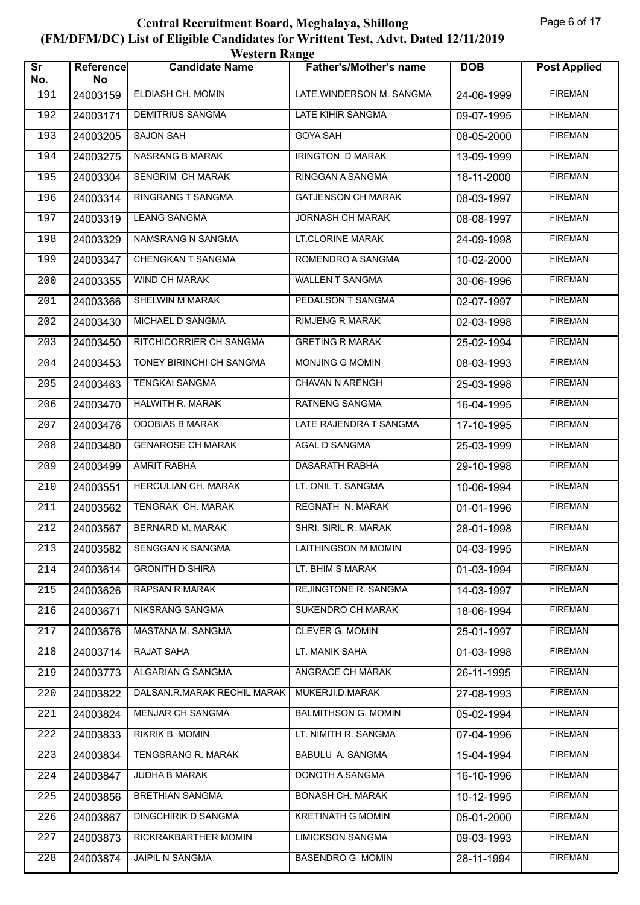# Central Recruitment Board, Meghalaya, Shillong

## (FM/DFM/DC) List of Eligible Candidates for Writtent Test, Advt. Dated 12/11/2019

### Western Range

| Sr No. | Reference No | Candidate Name | Father's/Mother's name | DOB | Post Applied |
|---|---|---|---|---|---|
| 191 | 24003159 | ELDIASH CH. MOMIN | LATE.WINDERSON M. SANGMA | 24-06-1999 | FIREMAN |
| 192 | 24003171 | DEMITRIUS SANGMA | LATE KIHIR SANGMA | 09-07-1995 | FIREMAN |
| 193 | 24003205 | SAJON SAH | GOYA SAH | 08-05-2000 | FIREMAN |
| 194 | 24003275 | NASRANG B MARAK | IRINGTON D MARAK | 13-09-1999 | FIREMAN |
| 195 | 24003304 | SENGRIM CH MARAK | RINGGAN A SANGMA | 18-11-2000 | FIREMAN |
| 196 | 24003314 | RINGRANG T SANGMA | GATJENSON CH MARAK | 08-03-1997 | FIREMAN |
| 197 | 24003319 | LEANG SANGMA | JORNASH CH MARAK | 08-08-1997 | FIREMAN |
| 198 | 24003329 | NAMSRANG N SANGMA | LT.CLORINE MARAK | 24-09-1998 | FIREMAN |
| 199 | 24003347 | CHENGKAN T SANGMA | ROMENDRO A SANGMA | 10-02-2000 | FIREMAN |
| 200 | 24003355 | WIND CH MARAK | WALLEN T SANGMA | 30-06-1996 | FIREMAN |
| 201 | 24003366 | SHELWIN M MARAK | PEDALSON T SANGMA | 02-07-1997 | FIREMAN |
| 202 | 24003430 | MICHAEL D SANGMA | RIMJENG R MARAK | 02-03-1998 | FIREMAN |
| 203 | 24003450 | RITCHICORRIER CH SANGMA | GRETING R MARAK | 25-02-1994 | FIREMAN |
| 204 | 24003453 | TONEY BIRINCHI CH SANGMA | MONJING G MOMIN | 08-03-1993 | FIREMAN |
| 205 | 24003463 | TENGKAI SANGMA | CHAVAN N ARENGH | 25-03-1998 | FIREMAN |
| 206 | 24003470 | HALWITH R. MARAK | RATNENG SANGMA | 16-04-1995 | FIREMAN |
| 207 | 24003476 | ODOBIAS B MARAK | LATE RAJENDRA T SANGMA | 17-10-1995 | FIREMAN |
| 208 | 24003480 | GENAROSE CH MARAK | AGAL D SANGMA | 25-03-1999 | FIREMAN |
| 209 | 24003499 | AMRIT RABHA | DASARATH RABHA | 29-10-1998 | FIREMAN |
| 210 | 24003551 | HERCULIAN CH. MARAK | LT. ONIL T. SANGMA | 10-06-1994 | FIREMAN |
| 211 | 24003562 | TENGRAK CH. MARAK | REGNATH N. MARAK | 01-01-1996 | FIREMAN |
| 212 | 24003567 | BERNARD M. MARAK | SHRI. SIRIL R. MARAK | 28-01-1998 | FIREMAN |
| 213 | 24003582 | SENGGAN K SANGMA | LAITHINGSON M MOMIN | 04-03-1995 | FIREMAN |
| 214 | 24003614 | GRONITH D SHIRA | LT. BHIM S MARAK | 01-03-1994 | FIREMAN |
| 215 | 24003626 | RAPSAN R MARAK | REJINGTONE R. SANGMA | 14-03-1997 | FIREMAN |
| 216 | 24003671 | NIKSRANG SANGMA | SUKENDRO CH MARAK | 18-06-1994 | FIREMAN |
| 217 | 24003676 | MASTANA M. SANGMA | CLEVER G. MOMIN | 25-01-1997 | FIREMAN |
| 218 | 24003714 | RAJAT SAHA | LT. MANIK SAHA | 01-03-1998 | FIREMAN |
| 219 | 24003773 | ALGARIAN G SANGMA | ANGRACE CH MARAK | 26-11-1995 | FIREMAN |
| 220 | 24003822 | DALSAN.R.MARAK RECHIL MARAK | MUKERJI.D.MARAK | 27-08-1993 | FIREMAN |
| 221 | 24003824 | MENJAR CH SANGMA | BALMITHSON G. MOMIN | 05-02-1994 | FIREMAN |
| 222 | 24003833 | RIKRIK B. MOMIN | LT. NIMITH R. SANGMA | 07-04-1996 | FIREMAN |
| 223 | 24003834 | TENGSRANG R. MARAK | BABULU A. SANGMA | 15-04-1994 | FIREMAN |
| 224 | 24003847 | JUDHA B MARAK | DONOTH A SANGMA | 16-10-1996 | FIREMAN |
| 225 | 24003856 | BRETHIAN SANGMA | BONASH CH. MARAK | 10-12-1995 | FIREMAN |
| 226 | 24003867 | DINGCHIRIK D SANGMA | KRETINATH G MOMIN | 05-01-2000 | FIREMAN |
| 227 | 24003873 | RICKRAKBARTHER MOMIN | LIMICKSON SANGMA | 09-03-1993 | FIREMAN |
| 228 | 24003874 | JAIPIL N SANGMA | BASENDRO G MOMIN | 28-11-1994 | FIREMAN |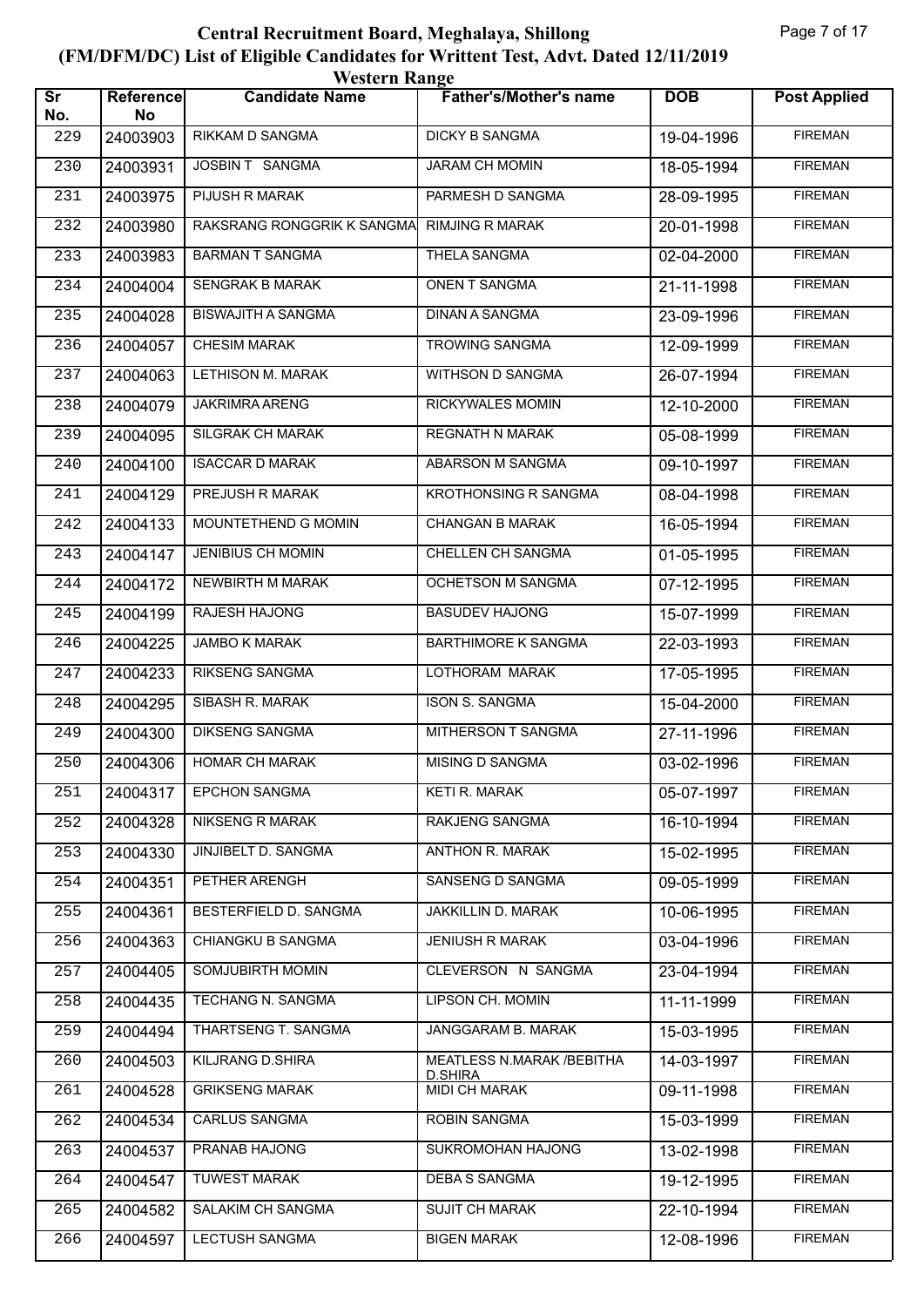# Central Recruitment Board, Meghalaya, Shillong

## (FM/DFM/DC) List of Eligible Candidates for Writtent Test, Advt. Dated 12/11/2019

### Western Range

| Sr No. | Reference No | Candidate Name | Father's/Mother's name | DOB | Post Applied |
|---|---|---|---|---|---|
| 229 | 24003903 | RIKKAM D SANGMA | DICKY B SANGMA | 19-04-1996 | FIREMAN |
| 230 | 24003931 | JOSBIN T SANGMA | JARAM CH MOMIN | 18-05-1994 | FIREMAN |
| 231 | 24003975 | PIJUSH R MARAK | PARMESH D SANGMA | 28-09-1995 | FIREMAN |
| 232 | 24003980 | RAKSRANG RONGGRIK K SANGMA | RIMJING R MARAK | 20-01-1998 | FIREMAN |
| 233 | 24003983 | BARMAN T SANGMA | THELA SANGMA | 02-04-2000 | FIREMAN |
| 234 | 24004004 | SENGRAK B MARAK | ONEN T SANGMA | 21-11-1998 | FIREMAN |
| 235 | 24004028 | BISWAJITH A SANGMA | DINAN A SANGMA | 23-09-1996 | FIREMAN |
| 236 | 24004057 | CHESIM MARAK | TROWING SANGMA | 12-09-1999 | FIREMAN |
| 237 | 24004063 | LETHISON M. MARAK | WITHSON D SANGMA | 26-07-1994 | FIREMAN |
| 238 | 24004079 | JAKRIMRA ARENG | RICKYWALES MOMIN | 12-10-2000 | FIREMAN |
| 239 | 24004095 | SILGRAK CH MARAK | REGNATH N MARAK | 05-08-1999 | FIREMAN |
| 240 | 24004100 | ISACCAR D MARAK | ABARSON M SANGMA | 09-10-1997 | FIREMAN |
| 241 | 24004129 | PREJUSH R MARAK | KROTHONSING R SANGMA | 08-04-1998 | FIREMAN |
| 242 | 24004133 | MOUNTETHEND G MOMIN | CHANGAN B MARAK | 16-05-1994 | FIREMAN |
| 243 | 24004147 | JENIBIUS CH MOMIN | CHELLEN CH SANGMA | 01-05-1995 | FIREMAN |
| 244 | 24004172 | NEWBIRTH M MARAK | OCHETSON M SANGMA | 07-12-1995 | FIREMAN |
| 245 | 24004199 | RAJESH HAJONG | BASUDEV HAJONG | 15-07-1999 | FIREMAN |
| 246 | 24004225 | JAMBO K MARAK | BARTHIMORE K SANGMA | 22-03-1993 | FIREMAN |
| 247 | 24004233 | RIKSENG SANGMA | LOTHORAM MARAK | 17-05-1995 | FIREMAN |
| 248 | 24004295 | SIBASH R. MARAK | ISON S. SANGMA | 15-04-2000 | FIREMAN |
| 249 | 24004300 | DIKSENG SANGMA | MITHERSON T SANGMA | 27-11-1996 | FIREMAN |
| 250 | 24004306 | HOMAR CH MARAK | MISING D SANGMA | 03-02-1996 | FIREMAN |
| 251 | 24004317 | EPCHON SANGMA | KETI R. MARAK | 05-07-1997 | FIREMAN |
| 252 | 24004328 | NIKSENG R MARAK | RAKJENG SANGMA | 16-10-1994 | FIREMAN |
| 253 | 24004330 | JINJIBELT D. SANGMA | ANTHON R. MARAK | 15-02-1995 | FIREMAN |
| 254 | 24004351 | PETHER ARENGH | SANSENG D SANGMA | 09-05-1999 | FIREMAN |
| 255 | 24004361 | BESTERFIELD D. SANGMA | JAKKILLIN D. MARAK | 10-06-1995 | FIREMAN |
| 256 | 24004363 | CHIANGKU B SANGMA | JENIUSH R MARAK | 03-04-1996 | FIREMAN |
| 257 | 24004405 | SOMJUBIRTH MOMIN | CLEVERSON N SANGMA | 23-04-1994 | FIREMAN |
| 258 | 24004435 | TECHANG N. SANGMA | LIPSON CH. MOMIN | 11-11-1999 | FIREMAN |
| 259 | 24004494 | THARTSENG T. SANGMA | JANGGARAM B. MARAK | 15-03-1995 | FIREMAN |
| 260 | 24004503 | KILJRANG D.SHIRA | MEATLESS N.MARAK /BEBITHA D.SHIRA | 14-03-1997 | FIREMAN |
| 261 | 24004528 | GRIKSENG MARAK | MIDI CH MARAK | 09-11-1998 | FIREMAN |
| 262 | 24004534 | CARLUS SANGMA | ROBIN SANGMA | 15-03-1999 | FIREMAN |
| 263 | 24004537 | PRANAB HAJONG | SUKROMOHAN HAJONG | 13-02-1998 | FIREMAN |
| 264 | 24004547 | TUWEST MARAK | DEBA S SANGMA | 19-12-1995 | FIREMAN |
| 265 | 24004582 | SALAKIM CH SANGMA | SUJIT CH MARAK | 22-10-1994 | FIREMAN |
| 266 | 24004597 | LECTUSH SANGMA | BIGEN MARAK | 12-08-1996 | FIREMAN |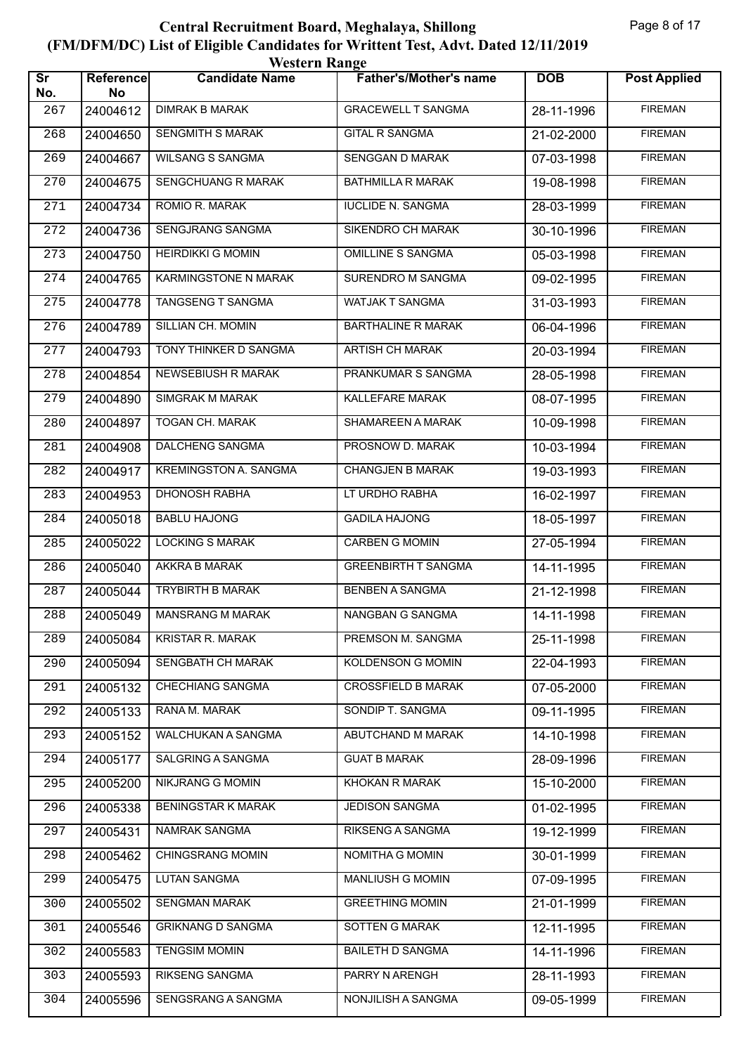# Central Recruitment Board, Meghalaya, Shillong
## (FM/DFM/DC) List of Eligible Candidates for Writtent Test, Advt. Dated 12/11/2019
### Western Range

| Sr No. | Reference No | Candidate Name | Father's/Mother's name | DOB | Post Applied |
|---|---|---|---|---|---|
| 267 | 24004612 | DIMRAK B MARAK | GRACEWELL T SANGMA | 28-11-1996 | FIREMAN |
| 268 | 24004650 | SENGMITH S MARAK | GITAL R SANGMA | 21-02-2000 | FIREMAN |
| 269 | 24004667 | WILSANG S SANGMA | SENGGAN D MARAK | 07-03-1998 | FIREMAN |
| 270 | 24004675 | SENGCHUANG R MARAK | BATHMILLA R MARAK | 19-08-1998 | FIREMAN |
| 271 | 24004734 | ROMIO R. MARAK | IUCLIDE N. SANGMA | 28-03-1999 | FIREMAN |
| 272 | 24004736 | SENGJRANG SANGMA | SIKENDRO CH MARAK | 30-10-1996 | FIREMAN |
| 273 | 24004750 | HEIRDIKKI G MOMIN | OMILLINE S SANGMA | 05-03-1998 | FIREMAN |
| 274 | 24004765 | KARMINGSTONE N MARAK | SURENDRO M SANGMA | 09-02-1995 | FIREMAN |
| 275 | 24004778 | TANGSENG T SANGMA | WATJAK T SANGMA | 31-03-1993 | FIREMAN |
| 276 | 24004789 | SILLIAN CH. MOMIN | BARTHALINE R MARAK | 06-04-1996 | FIREMAN |
| 277 | 24004793 | TONY THINKER D SANGMA | ARTISH CH MARAK | 20-03-1994 | FIREMAN |
| 278 | 24004854 | NEWSEBIUSH R MARAK | PRANKUMAR S SANGMA | 28-05-1998 | FIREMAN |
| 279 | 24004890 | SIMGRAK M MARAK | KALLEFARE MARAK | 08-07-1995 | FIREMAN |
| 280 | 24004897 | TOGAN CH. MARAK | SHAMAREEN A MARAK | 10-09-1998 | FIREMAN |
| 281 | 24004908 | DALCHENG SANGMA | PROSNOW D. MARAK | 10-03-1994 | FIREMAN |
| 282 | 24004917 | KREMINGSTON A. SANGMA | CHANGJEN B MARAK | 19-03-1993 | FIREMAN |
| 283 | 24004953 | DHONOSH RABHA | LT URDHO RABHA | 16-02-1997 | FIREMAN |
| 284 | 24005018 | BABLU HAJONG | GADILA HAJONG | 18-05-1997 | FIREMAN |
| 285 | 24005022 | LOCKING S MARAK | CARBEN G MOMIN | 27-05-1994 | FIREMAN |
| 286 | 24005040 | AKKRA B MARAK | GREENBIRTH T SANGMA | 14-11-1995 | FIREMAN |
| 287 | 24005044 | TRYBIRTH B MARAK | BENBEN A SANGMA | 21-12-1998 | FIREMAN |
| 288 | 24005049 | MANSRANG M MARAK | NANGBAN G SANGMA | 14-11-1998 | FIREMAN |
| 289 | 24005084 | KRISTAR R. MARAK | PREMSON M. SANGMA | 25-11-1998 | FIREMAN |
| 290 | 24005094 | SENGBATH CH MARAK | KOLDENSON G MOMIN | 22-04-1993 | FIREMAN |
| 291 | 24005132 | CHECHIANG SANGMA | CROSSFIELD B MARAK | 07-05-2000 | FIREMAN |
| 292 | 24005133 | RANA M. MARAK | SONDIP T. SANGMA | 09-11-1995 | FIREMAN |
| 293 | 24005152 | WALCHUKAN A SANGMA | ABUTCHAND M MARAK | 14-10-1998 | FIREMAN |
| 294 | 24005177 | SALGRING A SANGMA | GUAT B MARAK | 28-09-1996 | FIREMAN |
| 295 | 24005200 | NIKJRANG G MOMIN | KHOKAN R MARAK | 15-10-2000 | FIREMAN |
| 296 | 24005338 | BENINGSTAR K MARAK | JEDISON SANGMA | 01-02-1995 | FIREMAN |
| 297 | 24005431 | NAMRAK SANGMA | RIKSENG A SANGMA | 19-12-1999 | FIREMAN |
| 298 | 24005462 | CHINGSRANG MOMIN | NOMITHA G MOMIN | 30-01-1999 | FIREMAN |
| 299 | 24005475 | LUTAN SANGMA | MANLIUSH G MOMIN | 07-09-1995 | FIREMAN |
| 300 | 24005502 | SENGMAN MARAK | GREETHING MOMIN | 21-01-1999 | FIREMAN |
| 301 | 24005546 | GRIKNANG D SANGMA | SOTTEN G MARAK | 12-11-1995 | FIREMAN |
| 302 | 24005583 | TENGSIM MOMIN | BAILETH D SANGMA | 14-11-1996 | FIREMAN |
| 303 | 24005593 | RIKSENG SANGMA | PARRY N ARENGH | 28-11-1993 | FIREMAN |
| 304 | 24005596 | SENGSRANG A SANGMA | NONJILISH A SANGMA | 09-05-1999 | FIREMAN |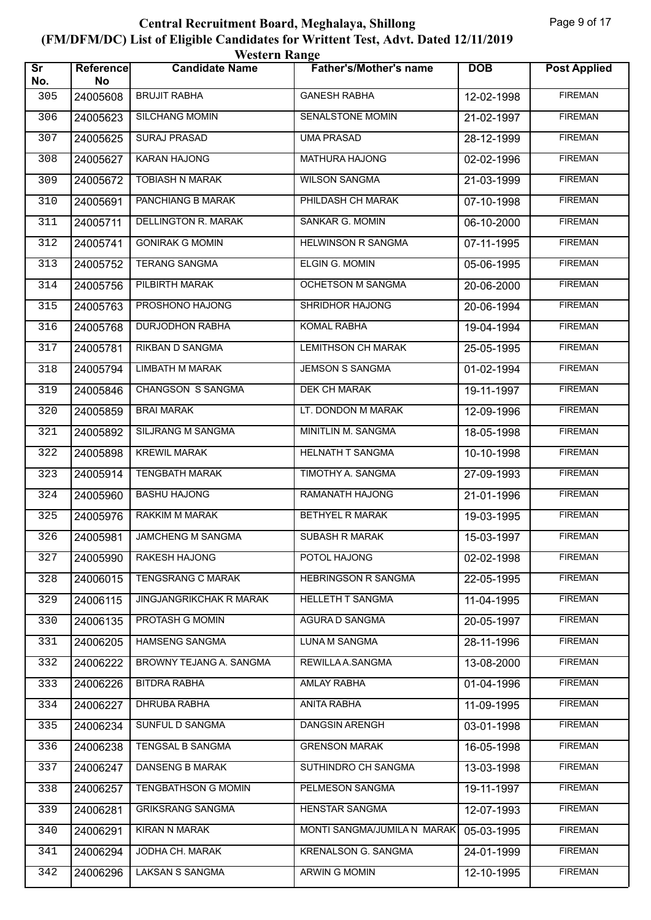# Central Recruitment Board, Meghalaya, Shillong

## (FM/DFM/DC) List of Eligible Candidates for Writtent Test, Advt. Dated 12/11/2019

### Western Range

| Sr No. | Reference No | Candidate Name | Father's/Mother's name | DOB | Post Applied |
|---|---|---|---|---|---|
| 305 | 24005608 | BRUJIT RABHA | GANESH RABHA | 12-02-1998 | FIREMAN |
| 306 | 24005623 | SILCHANG MOMIN | SENALSTONE MOMIN | 21-02-1997 | FIREMAN |
| 307 | 24005625 | SURAJ PRASAD | UMA PRASAD | 28-12-1999 | FIREMAN |
| 308 | 24005627 | KARAN HAJONG | MATHURA HAJONG | 02-02-1996 | FIREMAN |
| 309 | 24005672 | TOBIASH N MARAK | WILSON SANGMA | 21-03-1999 | FIREMAN |
| 310 | 24005691 | PANCHIANG B MARAK | PHILDASH CH MARAK | 07-10-1998 | FIREMAN |
| 311 | 24005711 | DELLINGTON R. MARAK | SANKAR G. MOMIN | 06-10-2000 | FIREMAN |
| 312 | 24005741 | GONIRAK G MOMIN | HELWINSON R SANGMA | 07-11-1995 | FIREMAN |
| 313 | 24005752 | TERANG SANGMA | ELGIN G. MOMIN | 05-06-1995 | FIREMAN |
| 314 | 24005756 | PILBIRTH MARAK | OCHETSON M SANGMA | 20-06-2000 | FIREMAN |
| 315 | 24005763 | PROSHONO HAJONG | SHRIDHOR HAJONG | 20-06-1994 | FIREMAN |
| 316 | 24005768 | DURJODHON RABHA | KOMAL RABHA | 19-04-1994 | FIREMAN |
| 317 | 24005781 | RIKBAN D SANGMA | LEMITHSON CH MARAK | 25-05-1995 | FIREMAN |
| 318 | 24005794 | LIMBATH M MARAK | JEMSON S SANGMA | 01-02-1994 | FIREMAN |
| 319 | 24005846 | CHANGSON S SANGMA | DEK CH MARAK | 19-11-1997 | FIREMAN |
| 320 | 24005859 | BRAI MARAK | LT. DONDON M MARAK | 12-09-1996 | FIREMAN |
| 321 | 24005892 | SILJRANG M SANGMA | MINITLIN M. SANGMA | 18-05-1998 | FIREMAN |
| 322 | 24005898 | KREWIL MARAK | HELNATH T SANGMA | 10-10-1998 | FIREMAN |
| 323 | 24005914 | TENGBATH MARAK | TIMOTHY A. SANGMA | 27-09-1993 | FIREMAN |
| 324 | 24005960 | BASHU HAJONG | RAMANATH HAJONG | 21-01-1996 | FIREMAN |
| 325 | 24005976 | RAKKIM M MARAK | BETHYEL R MARAK | 19-03-1995 | FIREMAN |
| 326 | 24005981 | JAMCHENG M SANGMA | SUBASH R MARAK | 15-03-1997 | FIREMAN |
| 327 | 24005990 | RAKESH HAJONG | POTOL HAJONG | 02-02-1998 | FIREMAN |
| 328 | 24006015 | TENGSRANG C MARAK | HEBRINGSON R SANGMA | 22-05-1995 | FIREMAN |
| 329 | 24006115 | JINGJANGRIKCHAK R MARAK | HELLETH T SANGMA | 11-04-1995 | FIREMAN |
| 330 | 24006135 | PROTASH G MOMIN | AGURA D SANGMA | 20-05-1997 | FIREMAN |
| 331 | 24006205 | HAMSENG SANGMA | LUNA M SANGMA | 28-11-1996 | FIREMAN |
| 332 | 24006222 | BROWNY TEJANG A. SANGMA | REWILLA A.SANGMA | 13-08-2000 | FIREMAN |
| 333 | 24006226 | BITDRA RABHA | AMLAY RABHA | 01-04-1996 | FIREMAN |
| 334 | 24006227 | DHRUBA RABHA | ANITA RABHA | 11-09-1995 | FIREMAN |
| 335 | 24006234 | SUNFUL D SANGMA | DANGSIN ARENGH | 03-01-1998 | FIREMAN |
| 336 | 24006238 | TENGSAL B SANGMA | GRENSON MARAK | 16-05-1998 | FIREMAN |
| 337 | 24006247 | DANSENG B MARAK | SUTHINDRO CH SANGMA | 13-03-1998 | FIREMAN |
| 338 | 24006257 | TENGBATHSON G MOMIN | PELMESON SANGMA | 19-11-1997 | FIREMAN |
| 339 | 24006281 | GRIKSRANG SANGMA | HENSTAR SANGMA | 12-07-1993 | FIREMAN |
| 340 | 24006291 | KIRAN N MARAK | MONTI SANGMA/JUMILA N MARAK | 05-03-1995 | FIREMAN |
| 341 | 24006294 | JODHA CH. MARAK | KRENALSON G. SANGMA | 24-01-1999 | FIREMAN |
| 342 | 24006296 | LAKSAN S SANGMA | ARWIN G MOMIN | 12-10-1995 | FIREMAN |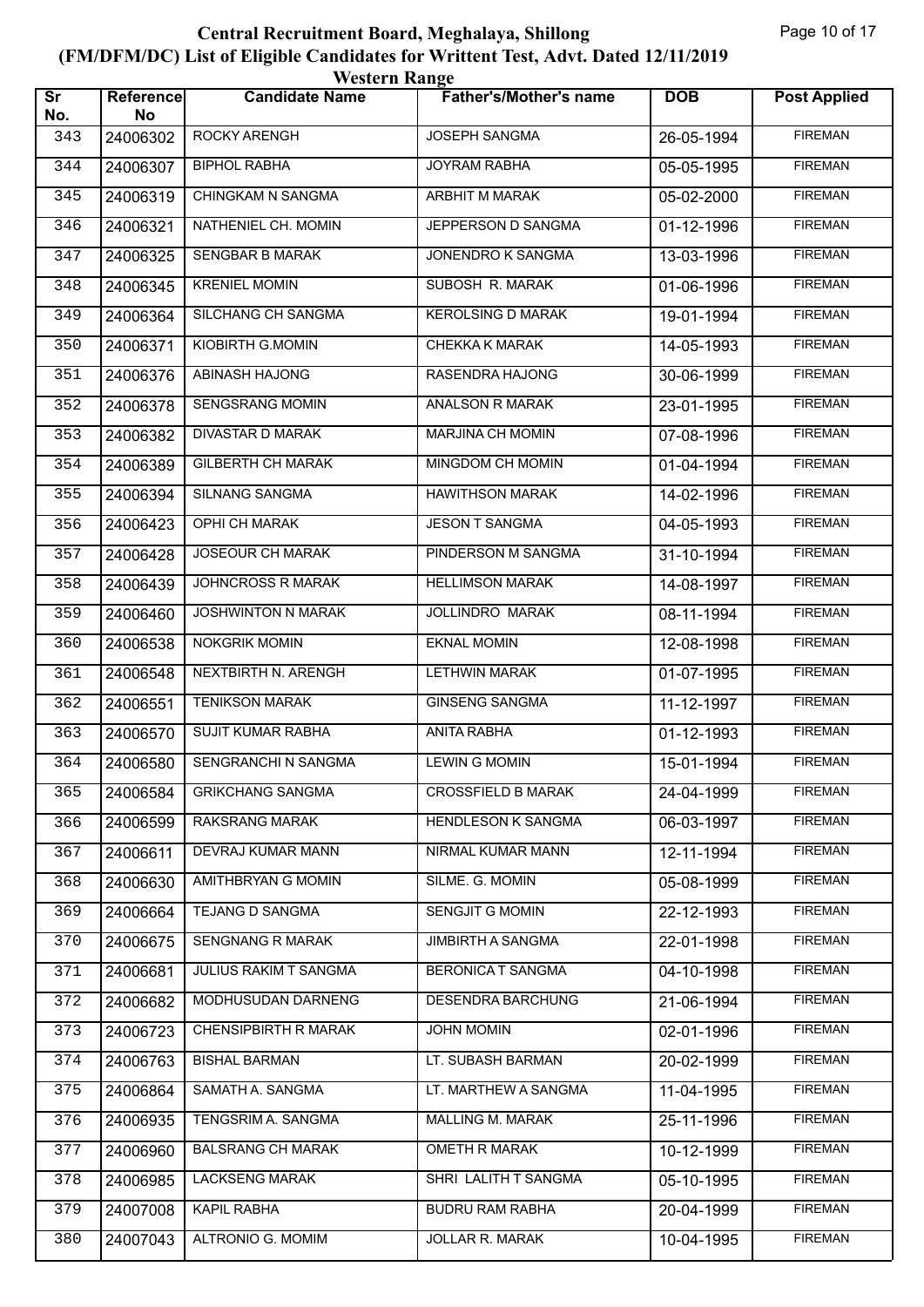# Central Recruitment Board, Meghalaya, Shillong

## (FM/DFM/DC) List of Eligible Candidates for Writtent Test, Advt. Dated 12/11/2019

### Western Range

| Sr No. | Reference No | Candidate Name | Father's/Mother's name | DOB | Post Applied |
|---|---|---|---|---|---|
| 343 | 24006302 | ROCKY ARENGH | JOSEPH SANGMA | 26-05-1994 | FIREMAN |
| 344 | 24006307 | BIPHOL RABHA | JOYRAM RABHA | 05-05-1995 | FIREMAN |
| 345 | 24006319 | CHINGKAM N SANGMA | ARBHIT M MARAK | 05-02-2000 | FIREMAN |
| 346 | 24006321 | NATHENIEL CH. MOMIN | JEPPERSON D SANGMA | 01-12-1996 | FIREMAN |
| 347 | 24006325 | SENGBAR B MARAK | JONENDRO K SANGMA | 13-03-1996 | FIREMAN |
| 348 | 24006345 | KRENIEL MOMIN | SUBOSH R. MARAK | 01-06-1996 | FIREMAN |
| 349 | 24006364 | SILCHANG CH SANGMA | KEROLSING D MARAK | 19-01-1994 | FIREMAN |
| 350 | 24006371 | KIOBIRTH G.MOMIN | CHEKKA K MARAK | 14-05-1993 | FIREMAN |
| 351 | 24006376 | ABINASH HAJONG | RASENDRA HAJONG | 30-06-1999 | FIREMAN |
| 352 | 24006378 | SENGSRANG MOMIN | ANALSON R MARAK | 23-01-1995 | FIREMAN |
| 353 | 24006382 | DIVASTAR D MARAK | MARJINA CH MOMIN | 07-08-1996 | FIREMAN |
| 354 | 24006389 | GILBERTH CH MARAK | MINGDOM CH MOMIN | 01-04-1994 | FIREMAN |
| 355 | 24006394 | SILNANG SANGMA | HAWITHSON MARAK | 14-02-1996 | FIREMAN |
| 356 | 24006423 | OPHI CH MARAK | JESON T SANGMA | 04-05-1993 | FIREMAN |
| 357 | 24006428 | JOSEOUR CH MARAK | PINDERSON M SANGMA | 31-10-1994 | FIREMAN |
| 358 | 24006439 | JOHNCROSS R MARAK | HELLIMSON MARAK | 14-08-1997 | FIREMAN |
| 359 | 24006460 | JOSHWINTON N MARAK | JOLLINDRO MARAK | 08-11-1994 | FIREMAN |
| 360 | 24006538 | NOKGRIK MOMIN | EKNAL MOMIN | 12-08-1998 | FIREMAN |
| 361 | 24006548 | NEXTBIRTH N. ARENGH | LETHWIN MARAK | 01-07-1995 | FIREMAN |
| 362 | 24006551 | TENIKSON MARAK | GINSENG SANGMA | 11-12-1997 | FIREMAN |
| 363 | 24006570 | SUJIT KUMAR RABHA | ANITA RABHA | 01-12-1993 | FIREMAN |
| 364 | 24006580 | SENGRANCHI N SANGMA | LEWIN G MOMIN | 15-01-1994 | FIREMAN |
| 365 | 24006584 | GRIKCHANG SANGMA | CROSSFIELD B MARAK | 24-04-1999 | FIREMAN |
| 366 | 24006599 | RAKSRANG MARAK | HENDLESON K SANGMA | 06-03-1997 | FIREMAN |
| 367 | 24006611 | DEVRAJ KUMAR MANN | NIRMAL KUMAR MANN | 12-11-1994 | FIREMAN |
| 368 | 24006630 | AMITHBRYAN G MOMIN | SILME. G. MOMIN | 05-08-1999 | FIREMAN |
| 369 | 24006664 | TEJANG D SANGMA | SENGJIT G MOMIN | 22-12-1993 | FIREMAN |
| 370 | 24006675 | SENGNANG R MARAK | JIMBIRTH A SANGMA | 22-01-1998 | FIREMAN |
| 371 | 24006681 | JULIUS RAKIM T SANGMA | BERONICA T SANGMA | 04-10-1998 | FIREMAN |
| 372 | 24006682 | MODHUSUDAN DARNENG | DESENDRA BARCHUNG | 21-06-1994 | FIREMAN |
| 373 | 24006723 | CHENSIPBIRTH R MARAK | JOHN MOMIN | 02-01-1996 | FIREMAN |
| 374 | 24006763 | BISHAL BARMAN | LT. SUBASH BARMAN | 20-02-1999 | FIREMAN |
| 375 | 24006864 | SAMATH A. SANGMA | LT. MARTHEW A SANGMA | 11-04-1995 | FIREMAN |
| 376 | 24006935 | TENGSRIM A. SANGMA | MALLING M. MARAK | 25-11-1996 | FIREMAN |
| 377 | 24006960 | BALSRANG CH MARAK | OMETH R MARAK | 10-12-1999 | FIREMAN |
| 378 | 24006985 | LACKSENG MARAK | SHRI LALITH T SANGMA | 05-10-1995 | FIREMAN |
| 379 | 24007008 | KAPIL RABHA | BUDRU RAM RABHA | 20-04-1999 | FIREMAN |
| 380 | 24007043 | ALTRONIO G. MOMIM | JOLLAR R. MARAK | 10-04-1995 | FIREMAN |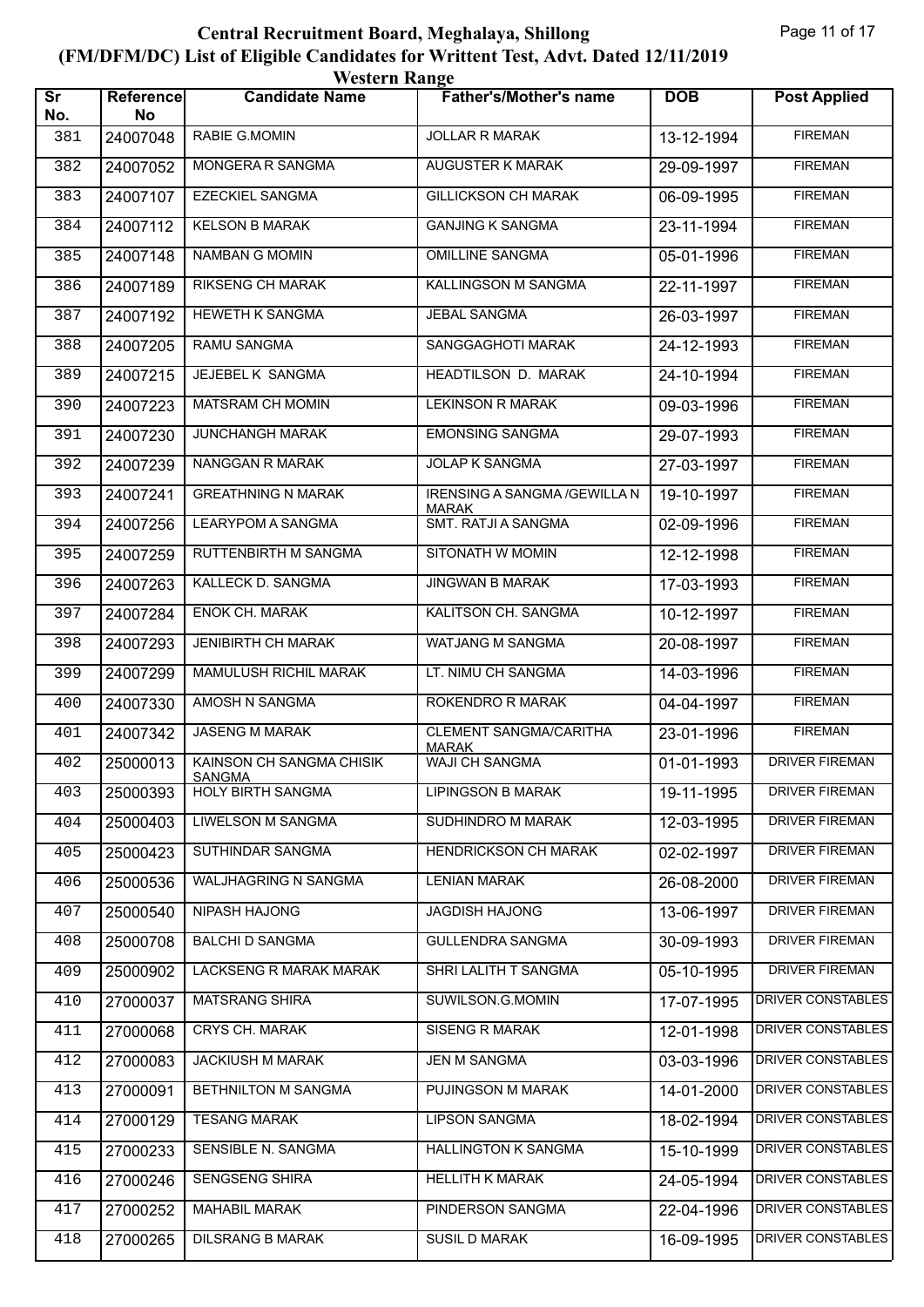# Central Recruitment Board, Meghalaya, Shillong

## (FM/DFM/DC) List of Eligible Candidates for Writtent Test, Advt. Dated 12/11/2019

### Western Range

| Sr No. | Reference No | Candidate Name | Father's/Mother's name | DOB | Post Applied |
|---|---|---|---|---|---|
| 381 | 24007048 | RABIE G.MOMIN | JOLLAR R MARAK | 13-12-1994 | FIREMAN |
| 382 | 24007052 | MONGERA R SANGMA | AUGUSTER K MARAK | 29-09-1997 | FIREMAN |
| 383 | 24007107 | EZECKIEL SANGMA | GILLICKSON CH MARAK | 06-09-1995 | FIREMAN |
| 384 | 24007112 | KELSON B MARAK | GANJING K SANGMA | 23-11-1994 | FIREMAN |
| 385 | 24007148 | NAMBAN G MOMIN | OMILLINE SANGMA | 05-01-1996 | FIREMAN |
| 386 | 24007189 | RIKSENG CH MARAK | KALLINGSON M SANGMA | 22-11-1997 | FIREMAN |
| 387 | 24007192 | HEWETH K SANGMA | JEBAL SANGMA | 26-03-1997 | FIREMAN |
| 388 | 24007205 | RAMU SANGMA | SANGGAGHOTI MARAK | 24-12-1993 | FIREMAN |
| 389 | 24007215 | JEJEBEL K SANGMA | HEADTILSON D. MARAK | 24-10-1994 | FIREMAN |
| 390 | 24007223 | MATSRAM CH MOMIN | LEKINSON R MARAK | 09-03-1996 | FIREMAN |
| 391 | 24007230 | JUNCHANGH MARAK | EMONSING SANGMA | 29-07-1993 | FIREMAN |
| 392 | 24007239 | NANGGAN R MARAK | JOLAP K SANGMA | 27-03-1997 | FIREMAN |
| 393 | 24007241 | GREATHNING N MARAK | IRENSING A SANGMA /GEWILLA N MARAK | 19-10-1997 | FIREMAN |
| 394 | 24007256 | LEARYPOM A SANGMA | SMT. RATJI A SANGMA | 02-09-1996 | FIREMAN |
| 395 | 24007259 | RUTTENBIRTH M SANGMA | SITONATH W MOMIN | 12-12-1998 | FIREMAN |
| 396 | 24007263 | KALLECK D. SANGMA | JINGWAN B MARAK | 17-03-1993 | FIREMAN |
| 397 | 24007284 | ENOK CH. MARAK | KALITSON CH. SANGMA | 10-12-1997 | FIREMAN |
| 398 | 24007293 | JENIBIRTH CH MARAK | WATJANG M SANGMA | 20-08-1997 | FIREMAN |
| 399 | 24007299 | MAMULUSH RICHIL MARAK | LT. NIMU CH SANGMA | 14-03-1996 | FIREMAN |
| 400 | 24007330 | AMOSH N SANGMA | ROKENDRO R MARAK | 04-04-1997 | FIREMAN |
| 401 | 24007342 | JASENG M MARAK | CLEMENT SANGMA/CARITHA MARAK | 23-01-1996 | FIREMAN |
| 402 | 25000013 | KAINSON CH SANGMA CHISIK SANGMA | WAJI CH SANGMA | 01-01-1993 | DRIVER FIREMAN |
| 403 | 25000393 | HOLY BIRTH SANGMA | LIPINGSON B MARAK | 19-11-1995 | DRIVER FIREMAN |
| 404 | 25000403 | LIWELSON M SANGMA | SUDHINDRO M MARAK | 12-03-1995 | DRIVER FIREMAN |
| 405 | 25000423 | SUTHINDAR SANGMA | HENDRICKSON CH MARAK | 02-02-1997 | DRIVER FIREMAN |
| 406 | 25000536 | WALJHAGRING N SANGMA | LENIAN MARAK | 26-08-2000 | DRIVER FIREMAN |
| 407 | 25000540 | NIPASH HAJONG | JAGDISH HAJONG | 13-06-1997 | DRIVER FIREMAN |
| 408 | 25000708 | BALCHI D SANGMA | GULLENDRA SANGMA | 30-09-1993 | DRIVER FIREMAN |
| 409 | 25000902 | LACKSENG R MARAK MARAK | SHRI LALITH T SANGMA | 05-10-1995 | DRIVER FIREMAN |
| 410 | 27000037 | MATSRANG SHIRA | SUWILSON.G.MOMIN | 17-07-1995 | DRIVER CONSTABLES |
| 411 | 27000068 | CRYS CH. MARAK | SISENG R MARAK | 12-01-1998 | DRIVER CONSTABLES |
| 412 | 27000083 | JACKIUSH M MARAK | JEN M SANGMA | 03-03-1996 | DRIVER CONSTABLES |
| 413 | 27000091 | BETHNILTON M SANGMA | PUJINGSON M MARAK | 14-01-2000 | DRIVER CONSTABLES |
| 414 | 27000129 | TESANG MARAK | LIPSON SANGMA | 18-02-1994 | DRIVER CONSTABLES |
| 415 | 27000233 | SENSIBLE N. SANGMA | HALLINGTON K SANGMA | 15-10-1999 | DRIVER CONSTABLES |
| 416 | 27000246 | SENGSENG SHIRA | HELLITH K MARAK | 24-05-1994 | DRIVER CONSTABLES |
| 417 | 27000252 | MAHABIL MARAK | PINDERSON SANGMA | 22-04-1996 | DRIVER CONSTABLES |
| 418 | 27000265 | DILSRANG B MARAK | SUSIL D MARAK | 16-09-1995 | DRIVER CONSTABLES |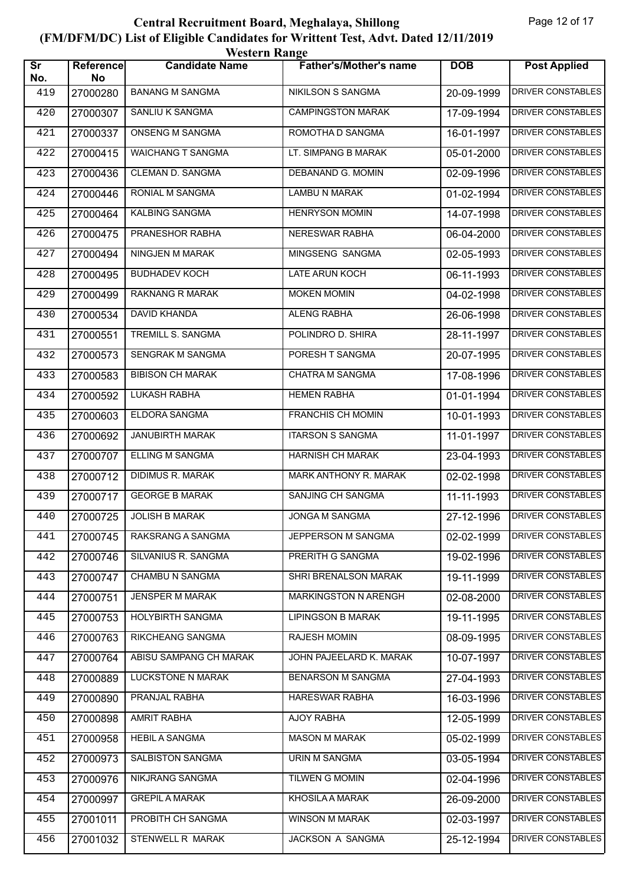# Central Recruitment Board, Meghalaya, Shillong

## (FM/DFM/DC) List of Eligible Candidates for Writtent Test, Advt. Dated 12/11/2019

### Western Range

| Sr No. | Reference No | Candidate Name | Father's/Mother's name | DOB | Post Applied |
|---|---|---|---|---|---|
| 419 | 27000280 | BANANG M SANGMA | NIKILSON S SANGMA | 20-09-1999 | DRIVER CONSTABLES |
| 420 | 27000307 | SANLIU K SANGMA | CAMPINGSTON MARAK | 17-09-1994 | DRIVER CONSTABLES |
| 421 | 27000337 | ONSENG M SANGMA | ROMOTHA D SANGMA | 16-01-1997 | DRIVER CONSTABLES |
| 422 | 27000415 | WAICHANG T SANGMA | LT. SIMPANG B MARAK | 05-01-2000 | DRIVER CONSTABLES |
| 423 | 27000436 | CLEMAN D. SANGMA | DEBANAND G. MOMIN | 02-09-1996 | DRIVER CONSTABLES |
| 424 | 27000446 | RONIAL M SANGMA | LAMBU N MARAK | 01-02-1994 | DRIVER CONSTABLES |
| 425 | 27000464 | KALBING SANGMA | HENRYSON MOMIN | 14-07-1998 | DRIVER CONSTABLES |
| 426 | 27000475 | PRANESHOR RABHA | NERESWAR RABHA | 06-04-2000 | DRIVER CONSTABLES |
| 427 | 27000494 | NINGJEN M MARAK | MINGSENG SANGMA | 02-05-1993 | DRIVER CONSTABLES |
| 428 | 27000495 | BUDHADEV KOCH | LATE ARUN KOCH | 06-11-1993 | DRIVER CONSTABLES |
| 429 | 27000499 | RAKNANG R MARAK | MOKEN MOMIN | 04-02-1998 | DRIVER CONSTABLES |
| 430 | 27000534 | DAVID KHANDA | ALENG RABHA | 26-06-1998 | DRIVER CONSTABLES |
| 431 | 27000551 | TREMILL S. SANGMA | POLINDRO D. SHIRA | 28-11-1997 | DRIVER CONSTABLES |
| 432 | 27000573 | SENGRAK M SANGMA | PORESH T SANGMA | 20-07-1995 | DRIVER CONSTABLES |
| 433 | 27000583 | BIBISON CH MARAK | CHATRA M SANGMA | 17-08-1996 | DRIVER CONSTABLES |
| 434 | 27000592 | LUKASH RABHA | HEMEN RABHA | 01-01-1994 | DRIVER CONSTABLES |
| 435 | 27000603 | ELDORA SANGMA | FRANCHIS CH MOMIN | 10-01-1993 | DRIVER CONSTABLES |
| 436 | 27000692 | JANUBIRTH MARAK | ITARSON S SANGMA | 11-01-1997 | DRIVER CONSTABLES |
| 437 | 27000707 | ELLING M SANGMA | HARNISH CH MARAK | 23-04-1993 | DRIVER CONSTABLES |
| 438 | 27000712 | DIDIMUS R. MARAK | MARK ANTHONY R. MARAK | 02-02-1998 | DRIVER CONSTABLES |
| 439 | 27000717 | GEORGE B MARAK | SANJING CH SANGMA | 11-11-1993 | DRIVER CONSTABLES |
| 440 | 27000725 | JOLISH B MARAK | JONGA M SANGMA | 27-12-1996 | DRIVER CONSTABLES |
| 441 | 27000745 | RAKSRANG A SANGMA | JEPPERSON M SANGMA | 02-02-1999 | DRIVER CONSTABLES |
| 442 | 27000746 | SILVANIUS R. SANGMA | PRERITH G SANGMA | 19-02-1996 | DRIVER CONSTABLES |
| 443 | 27000747 | CHAMBU N SANGMA | SHRI BRENALSON MARAK | 19-11-1999 | DRIVER CONSTABLES |
| 444 | 27000751 | JENSPER M MARAK | MARKINGSTON N ARENGH | 02-08-2000 | DRIVER CONSTABLES |
| 445 | 27000753 | HOLYBIRTH SANGMA | LIPINGSON B MARAK | 19-11-1995 | DRIVER CONSTABLES |
| 446 | 27000763 | RIKCHEANG SANGMA | RAJESH MOMIN | 08-09-1995 | DRIVER CONSTABLES |
| 447 | 27000764 | ABISU SAMPANG CH MARAK | JOHN PAJEELARD K. MARAK | 10-07-1997 | DRIVER CONSTABLES |
| 448 | 27000889 | LUCKSTONE N MARAK | BENARSON M SANGMA | 27-04-1993 | DRIVER CONSTABLES |
| 449 | 27000890 | PRANJAL RABHA | HARESWAR RABHA | 16-03-1996 | DRIVER CONSTABLES |
| 450 | 27000898 | AMRIT RABHA | AJOY RABHA | 12-05-1999 | DRIVER CONSTABLES |
| 451 | 27000958 | HEBIL A SANGMA | MASON M MARAK | 05-02-1999 | DRIVER CONSTABLES |
| 452 | 27000973 | SALBISTON SANGMA | URIN M SANGMA | 03-05-1994 | DRIVER CONSTABLES |
| 453 | 27000976 | NIKJRANG SANGMA | TILWEN G MOMIN | 02-04-1996 | DRIVER CONSTABLES |
| 454 | 27000997 | GREPIL A MARAK | KHOSILA A MARAK | 26-09-2000 | DRIVER CONSTABLES |
| 455 | 27001011 | PROBITH CH SANGMA | WINSON M MARAK | 02-03-1997 | DRIVER CONSTABLES |
| 456 | 27001032 | STENWELL R MARAK | JACKSON A SANGMA | 25-12-1994 | DRIVER CONSTABLES |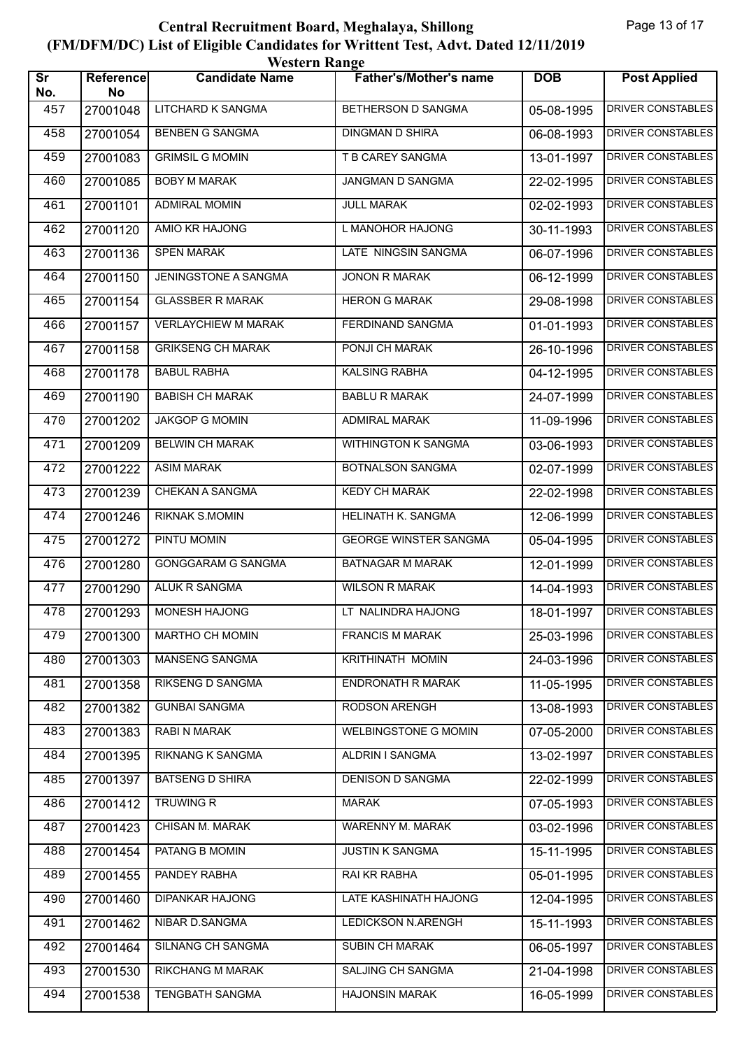# Central Recruitment Board, Meghalaya, Shillong
## (FM/DFM/DC) List of Eligible Candidates for Writtent Test, Advt. Dated 12/11/2019
### Western Range

| Sr No. | Reference No | Candidate Name | Father's/Mother's name | DOB | Post Applied |
|---|---|---|---|---|---|
| 457 | 27001048 | LITCHARD K SANGMA | BETHERSON D SANGMA | 05-08-1995 | DRIVER CONSTABLES |
| 458 | 27001054 | BENBEN G SANGMA | DINGMAN D SHIRA | 06-08-1993 | DRIVER CONSTABLES |
| 459 | 27001083 | GRIMSIL G MOMIN | T B CAREY SANGMA | 13-01-1997 | DRIVER CONSTABLES |
| 460 | 27001085 | BOBY M MARAK | JANGMAN D SANGMA | 22-02-1995 | DRIVER CONSTABLES |
| 461 | 27001101 | ADMIRAL MOMIN | JULL MARAK | 02-02-1993 | DRIVER CONSTABLES |
| 462 | 27001120 | AMIO KR HAJONG | L MANOHOR HAJONG | 30-11-1993 | DRIVER CONSTABLES |
| 463 | 27001136 | SPEN MARAK | LATE NINGSIN SANGMA | 06-07-1996 | DRIVER CONSTABLES |
| 464 | 27001150 | JENINGSTONE A SANGMA | JONON R MARAK | 06-12-1999 | DRIVER CONSTABLES |
| 465 | 27001154 | GLASSBER R MARAK | HERON G MARAK | 29-08-1998 | DRIVER CONSTABLES |
| 466 | 27001157 | VERLAYCHIEW M MARAK | FERDINAND SANGMA | 01-01-1993 | DRIVER CONSTABLES |
| 467 | 27001158 | GRIKSENG CH MARAK | PONJI CH MARAK | 26-10-1996 | DRIVER CONSTABLES |
| 468 | 27001178 | BABUL RABHA | KALSING RABHA | 04-12-1995 | DRIVER CONSTABLES |
| 469 | 27001190 | BABISH CH MARAK | BABLU R MARAK | 24-07-1999 | DRIVER CONSTABLES |
| 470 | 27001202 | JAKGOP G MOMIN | ADMIRAL MARAK | 11-09-1996 | DRIVER CONSTABLES |
| 471 | 27001209 | BELWIN CH MARAK | WITHINGTON K SANGMA | 03-06-1993 | DRIVER CONSTABLES |
| 472 | 27001222 | ASIM MARAK | BOTNALSON SANGMA | 02-07-1999 | DRIVER CONSTABLES |
| 473 | 27001239 | CHEKAN A SANGMA | KEDY CH MARAK | 22-02-1998 | DRIVER CONSTABLES |
| 474 | 27001246 | RIKNAK S.MOMIN | HELINATH K. SANGMA | 12-06-1999 | DRIVER CONSTABLES |
| 475 | 27001272 | PINTU MOMIN | GEORGE WINSTER SANGMA | 05-04-1995 | DRIVER CONSTABLES |
| 476 | 27001280 | GONGGARAM G SANGMA | BATNAGAR M MARAK | 12-01-1999 | DRIVER CONSTABLES |
| 477 | 27001290 | ALUK R SANGMA | WILSON R MARAK | 14-04-1993 | DRIVER CONSTABLES |
| 478 | 27001293 | MONESH HAJONG | LT NALINDRA HAJONG | 18-01-1997 | DRIVER CONSTABLES |
| 479 | 27001300 | MARTHO CH MOMIN | FRANCIS M MARAK | 25-03-1996 | DRIVER CONSTABLES |
| 480 | 27001303 | MANSENG SANGMA | KRITHINATH MOMIN | 24-03-1996 | DRIVER CONSTABLES |
| 481 | 27001358 | RIKSENG D SANGMA | ENDRONATH R MARAK | 11-05-1995 | DRIVER CONSTABLES |
| 482 | 27001382 | GUNBAI SANGMA | RODSON ARENGH | 13-08-1993 | DRIVER CONSTABLES |
| 483 | 27001383 | RABI N MARAK | WELBINGSTONE G MOMIN | 07-05-2000 | DRIVER CONSTABLES |
| 484 | 27001395 | RIKNANG K SANGMA | ALDRIN I SANGMA | 13-02-1997 | DRIVER CONSTABLES |
| 485 | 27001397 | BATSENG D SHIRA | DENISON D SANGMA | 22-02-1999 | DRIVER CONSTABLES |
| 486 | 27001412 | TRUWING R | MARAK | 07-05-1993 | DRIVER CONSTABLES |
| 487 | 27001423 | CHISAN M. MARAK | WARENNY M. MARAK | 03-02-1996 | DRIVER CONSTABLES |
| 488 | 27001454 | PATANG B MOMIN | JUSTIN K SANGMA | 15-11-1995 | DRIVER CONSTABLES |
| 489 | 27001455 | PANDEY RABHA | RAI KR RABHA | 05-01-1995 | DRIVER CONSTABLES |
| 490 | 27001460 | DIPANKAR HAJONG | LATE KASHINATH HAJONG | 12-04-1995 | DRIVER CONSTABLES |
| 491 | 27001462 | NIBAR D.SANGMA | LEDICKSON N.ARENGH | 15-11-1993 | DRIVER CONSTABLES |
| 492 | 27001464 | SILNANG CH SANGMA | SUBIN CH MARAK | 06-05-1997 | DRIVER CONSTABLES |
| 493 | 27001530 | RIKCHANG M MARAK | SALJING CH SANGMA | 21-04-1998 | DRIVER CONSTABLES |
| 494 | 27001538 | TENGBATH SANGMA | HAJONSIN MARAK | 16-05-1999 | DRIVER CONSTABLES |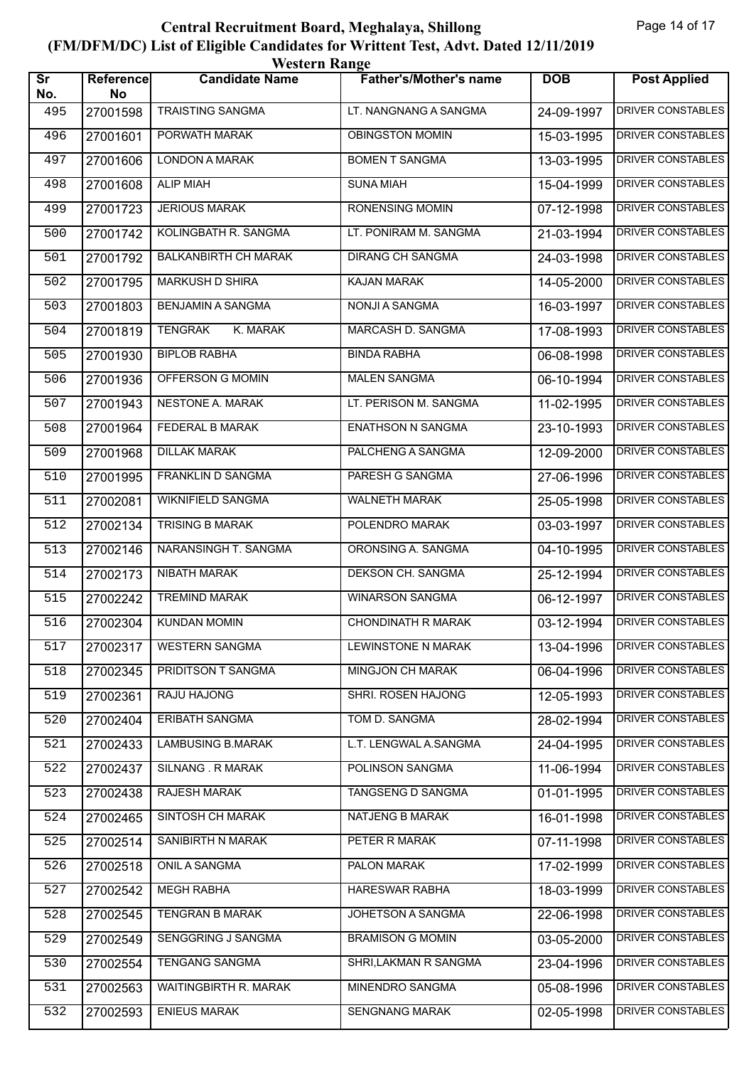# Central Recruitment Board, Meghalaya, Shillong

## (FM/DFM/DC) List of Eligible Candidates for Writtent Test, Advt. Dated 12/11/2019

### Western Range

| Sr No. | Reference No | Candidate Name | Father's/Mother's name | DOB | Post Applied |
|---|---|---|---|---|---|
| 495 | 27001598 | TRAISTING SANGMA | LT. NANGNANG A SANGMA | 24-09-1997 | DRIVER CONSTABLES |
| 496 | 27001601 | PORWATH MARAK | OBINGSTON MOMIN | 15-03-1995 | DRIVER CONSTABLES |
| 497 | 27001606 | LONDON A MARAK | BOMEN T SANGMA | 13-03-1995 | DRIVER CONSTABLES |
| 498 | 27001608 | ALIP MIAH | SUNA MIAH | 15-04-1999 | DRIVER CONSTABLES |
| 499 | 27001723 | JERIOUS MARAK | RONENSING MOMIN | 07-12-1998 | DRIVER CONSTABLES |
| 500 | 27001742 | KOLINGBATH R. SANGMA | LT. PONIRAM M. SANGMA | 21-03-1994 | DRIVER CONSTABLES |
| 501 | 27001792 | BALKANBIRTH CH MARAK | DIRANG CH SANGMA | 24-03-1998 | DRIVER CONSTABLES |
| 502 | 27001795 | MARKUSH D SHIRA | KAJAN MARAK | 14-05-2000 | DRIVER CONSTABLES |
| 503 | 27001803 | BENJAMIN A SANGMA | NONJI A SANGMA | 16-03-1997 | DRIVER CONSTABLES |
| 504 | 27001819 | TENGRAK K. MARAK | MARCASH D. SANGMA | 17-08-1993 | DRIVER CONSTABLES |
| 505 | 27001930 | BIPLOB RABHA | BINDA RABHA | 06-08-1998 | DRIVER CONSTABLES |
| 506 | 27001936 | OFFERSON G MOMIN | MALEN SANGMA | 06-10-1994 | DRIVER CONSTABLES |
| 507 | 27001943 | NESTONE A. MARAK | LT. PERISON M. SANGMA | 11-02-1995 | DRIVER CONSTABLES |
| 508 | 27001964 | FEDERAL B MARAK | ENATHSON N SANGMA | 23-10-1993 | DRIVER CONSTABLES |
| 509 | 27001968 | DILLAK MARAK | PALCHENG A SANGMA | 12-09-2000 | DRIVER CONSTABLES |
| 510 | 27001995 | FRANKLIN D SANGMA | PARESH G SANGMA | 27-06-1996 | DRIVER CONSTABLES |
| 511 | 27002081 | WIKNIFIELD SANGMA | WALNETH MARAK | 25-05-1998 | DRIVER CONSTABLES |
| 512 | 27002134 | TRISING B MARAK | POLENDRO MARAK | 03-03-1997 | DRIVER CONSTABLES |
| 513 | 27002146 | NARANSINGH T. SANGMA | ORONSING A. SANGMA | 04-10-1995 | DRIVER CONSTABLES |
| 514 | 27002173 | NIBATH MARAK | DEKSON CH. SANGMA | 25-12-1994 | DRIVER CONSTABLES |
| 515 | 27002242 | TREMIND MARAK | WINARSON SANGMA | 06-12-1997 | DRIVER CONSTABLES |
| 516 | 27002304 | KUNDAN MOMIN | CHONDINATH R MARAK | 03-12-1994 | DRIVER CONSTABLES |
| 517 | 27002317 | WESTERN SANGMA | LEWINSTONE N MARAK | 13-04-1996 | DRIVER CONSTABLES |
| 518 | 27002345 | PRIDITSON T SANGMA | MINGJON CH MARAK | 06-04-1996 | DRIVER CONSTABLES |
| 519 | 27002361 | RAJU HAJONG | SHRI. ROSEN HAJONG | 12-05-1993 | DRIVER CONSTABLES |
| 520 | 27002404 | ERIBATH SANGMA | TOM D. SANGMA | 28-02-1994 | DRIVER CONSTABLES |
| 521 | 27002433 | LAMBUSING B.MARAK | L.T. LENGWAL A.SANGMA | 24-04-1995 | DRIVER CONSTABLES |
| 522 | 27002437 | SILNANG . R MARAK | POLINSON SANGMA | 11-06-1994 | DRIVER CONSTABLES |
| 523 | 27002438 | RAJESH MARAK | TANGSENG D SANGMA | 01-01-1995 | DRIVER CONSTABLES |
| 524 | 27002465 | SINTOSH CH MARAK | NATJENG B MARAK | 16-01-1998 | DRIVER CONSTABLES |
| 525 | 27002514 | SANIBIRTH N MARAK | PETER R MARAK | 07-11-1998 | DRIVER CONSTABLES |
| 526 | 27002518 | ONIL A SANGMA | PALON MARAK | 17-02-1999 | DRIVER CONSTABLES |
| 527 | 27002542 | MEGH RABHA | HARESWAR RABHA | 18-03-1999 | DRIVER CONSTABLES |
| 528 | 27002545 | TENGRAN B MARAK | JOHETSON A SANGMA | 22-06-1998 | DRIVER CONSTABLES |
| 529 | 27002549 | SENGGRING J SANGMA | BRAMISON G MOMIN | 03-05-2000 | DRIVER CONSTABLES |
| 530 | 27002554 | TENGANG SANGMA | SHRI,LAKMAN R SANGMA | 23-04-1996 | DRIVER CONSTABLES |
| 531 | 27002563 | WAITINGBIRTH R. MARAK | MINENDRO SANGMA | 05-08-1996 | DRIVER CONSTABLES |
| 532 | 27002593 | ENIEUS MARAK | SENGNANG MARAK | 02-05-1998 | DRIVER CONSTABLES |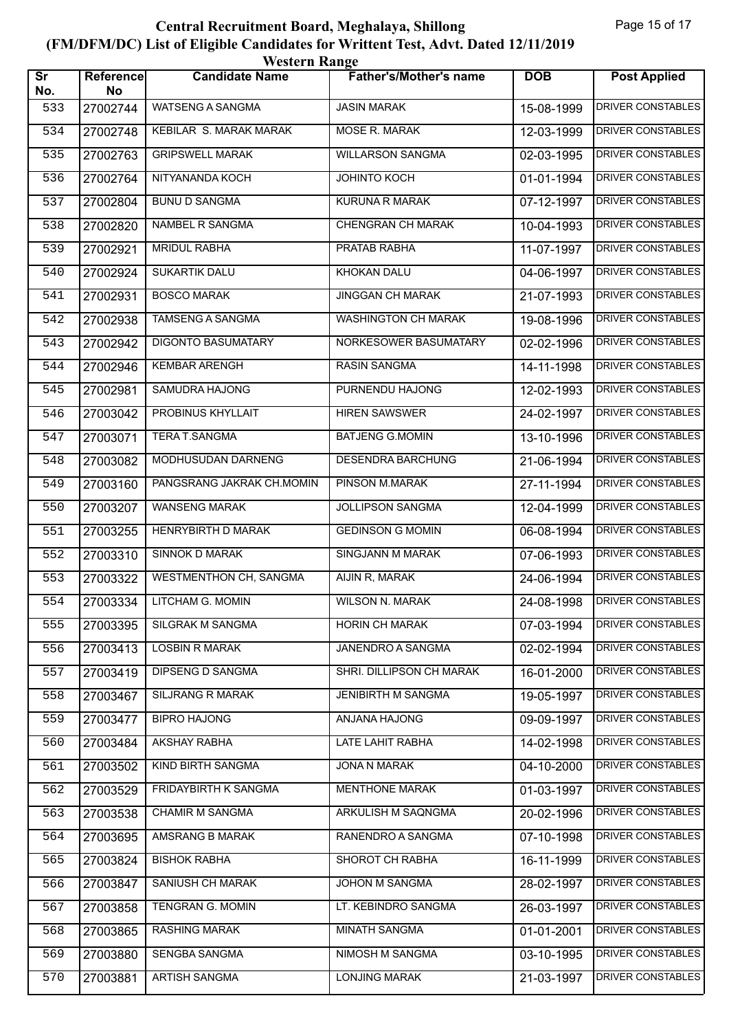# Central Recruitment Board, Meghalaya, Shillong

## (FM/DFM/DC) List of Eligible Candidates for Writtent Test, Advt. Dated 12/11/2019

### Western Range

| Sr No. | Reference No | Candidate Name | Father's/Mother's name | DOB | Post Applied |
|---|---|---|---|---|---|
| 533 | 27002744 | WATSENG A SANGMA | JASIN MARAK | 15-08-1999 | DRIVER CONSTABLES |
| 534 | 27002748 | KEBILAR S. MARAK MARAK | MOSE R. MARAK | 12-03-1999 | DRIVER CONSTABLES |
| 535 | 27002763 | GRIPSWELL MARAK | WILLARSON SANGMA | 02-03-1995 | DRIVER CONSTABLES |
| 536 | 27002764 | NITYANANDA KOCH | JOHINTO KOCH | 01-01-1994 | DRIVER CONSTABLES |
| 537 | 27002804 | BUNU D SANGMA | KURUNA R MARAK | 07-12-1997 | DRIVER CONSTABLES |
| 538 | 27002820 | NAMBEL R SANGMA | CHENGRAN CH MARAK | 10-04-1993 | DRIVER CONSTABLES |
| 539 | 27002921 | MRIDUL RABHA | PRATAB RABHA | 11-07-1997 | DRIVER CONSTABLES |
| 540 | 27002924 | SUKARTIK DALU | KHOKAN DALU | 04-06-1997 | DRIVER CONSTABLES |
| 541 | 27002931 | BOSCO MARAK | JINGGAN CH MARAK | 21-07-1993 | DRIVER CONSTABLES |
| 542 | 27002938 | TAMSENG A SANGMA | WASHINGTON CH MARAK | 19-08-1996 | DRIVER CONSTABLES |
| 543 | 27002942 | DIGONTO BASUMATARY | NORKESOWER BASUMATARY | 02-02-1996 | DRIVER CONSTABLES |
| 544 | 27002946 | KEMBAR ARENGH | RASIN SANGMA | 14-11-1998 | DRIVER CONSTABLES |
| 545 | 27002981 | SAMUDRA HAJONG | PURNENDU HAJONG | 12-02-1993 | DRIVER CONSTABLES |
| 546 | 27003042 | PROBINUS KHYLLAIT | HIREN SAWSWER | 24-02-1997 | DRIVER CONSTABLES |
| 547 | 27003071 | TERA T.SANGMA | BATJENG G.MOMIN | 13-10-1996 | DRIVER CONSTABLES |
| 548 | 27003082 | MODHUSUDAN DARNENG | DESENDRA BARCHUNG | 21-06-1994 | DRIVER CONSTABLES |
| 549 | 27003160 | PANGSRANG JAKRAK CH.MOMIN | PINSON M.MARAK | 27-11-1994 | DRIVER CONSTABLES |
| 550 | 27003207 | WANSENG MARAK | JOLLIPSON SANGMA | 12-04-1999 | DRIVER CONSTABLES |
| 551 | 27003255 | HENRYBIRTH D MARAK | GEDINSON G MOMIN | 06-08-1994 | DRIVER CONSTABLES |
| 552 | 27003310 | SINNOK D MARAK | SINGJANN M MARAK | 07-06-1993 | DRIVER CONSTABLES |
| 553 | 27003322 | WESTMENTHON CH, SANGMA | AIJIN R, MARAK | 24-06-1994 | DRIVER CONSTABLES |
| 554 | 27003334 | LITCHAM G. MOMIN | WILSON N. MARAK | 24-08-1998 | DRIVER CONSTABLES |
| 555 | 27003395 | SILGRAK M SANGMA | HORIN CH MARAK | 07-03-1994 | DRIVER CONSTABLES |
| 556 | 27003413 | LOSBIN R MARAK | JANENDRO A SANGMA | 02-02-1994 | DRIVER CONSTABLES |
| 557 | 27003419 | DIPSENG D SANGMA | SHRI. DILLIPSON CH MARAK | 16-01-2000 | DRIVER CONSTABLES |
| 558 | 27003467 | SILJRANG R MARAK | JENIBIRTH M SANGMA | 19-05-1997 | DRIVER CONSTABLES |
| 559 | 27003477 | BIPRO HAJONG | ANJANA HAJONG | 09-09-1997 | DRIVER CONSTABLES |
| 560 | 27003484 | AKSHAY RABHA | LATE LAHIT RABHA | 14-02-1998 | DRIVER CONSTABLES |
| 561 | 27003502 | KIND BIRTH SANGMA | JONA N MARAK | 04-10-2000 | DRIVER CONSTABLES |
| 562 | 27003529 | FRIDAYBIRTH K SANGMA | MENTHONE MARAK | 01-03-1997 | DRIVER CONSTABLES |
| 563 | 27003538 | CHAMIR M SANGMA | ARKULISH M SAQNGMA | 20-02-1996 | DRIVER CONSTABLES |
| 564 | 27003695 | AMSRANG B MARAK | RANENDRO A SANGMA | 07-10-1998 | DRIVER CONSTABLES |
| 565 | 27003824 | BISHOK RABHA | SHOROT CH RABHA | 16-11-1999 | DRIVER CONSTABLES |
| 566 | 27003847 | SANIUSH CH MARAK | JOHON M SANGMA | 28-02-1997 | DRIVER CONSTABLES |
| 567 | 27003858 | TENGRAN G. MOMIN | LT. KEBINDRO SANGMA | 26-03-1997 | DRIVER CONSTABLES |
| 568 | 27003865 | RASHING MARAK | MINATH SANGMA | 01-01-2001 | DRIVER CONSTABLES |
| 569 | 27003880 | SENGBA SANGMA | NIMOSH M SANGMA | 03-10-1995 | DRIVER CONSTABLES |
| 570 | 27003881 | ARTISH SANGMA | LONJING MARAK | 21-03-1997 | DRIVER CONSTABLES |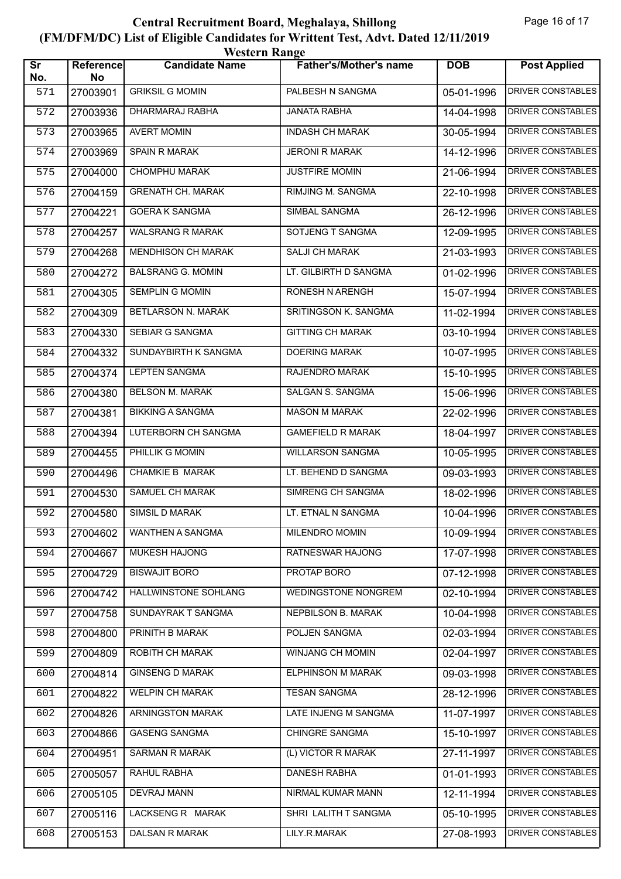# Central Recruitment Board, Meghalaya, Shillong

## (FM/DFM/DC) List of Eligible Candidates for Writtent Test, Advt. Dated 12/11/2019

### Western Range

| Sr No. | Reference No | Candidate Name | Father's/Mother's name | DOB | Post Applied |
|---|---|---|---|---|---|
| 571 | 27003901 | GRIKSIL G MOMIN | PALBESH N SANGMA | 05-01-1996 | DRIVER CONSTABLES |
| 572 | 27003936 | DHARMARAJ RABHA | JANATA RABHA | 14-04-1998 | DRIVER CONSTABLES |
| 573 | 27003965 | AVERT MOMIN | INDASH CH MARAK | 30-05-1994 | DRIVER CONSTABLES |
| 574 | 27003969 | SPAIN R MARAK | JERONI R MARAK | 14-12-1996 | DRIVER CONSTABLES |
| 575 | 27004000 | CHOMPHU MARAK | JUSTFIRE MOMIN | 21-06-1994 | DRIVER CONSTABLES |
| 576 | 27004159 | GRENATH CH. MARAK | RIMJING M. SANGMA | 22-10-1998 | DRIVER CONSTABLES |
| 577 | 27004221 | GOERA K SANGMA | SIMBAL SANGMA | 26-12-1996 | DRIVER CONSTABLES |
| 578 | 27004257 | WALSRANG R MARAK | SOTJENG T SANGMA | 12-09-1995 | DRIVER CONSTABLES |
| 579 | 27004268 | MENDHISON CH MARAK | SALJI CH MARAK | 21-03-1993 | DRIVER CONSTABLES |
| 580 | 27004272 | BALSRANG G. MOMIN | LT. GILBIRTH D SANGMA | 01-02-1996 | DRIVER CONSTABLES |
| 581 | 27004305 | SEMPLIN G MOMIN | RONESH N ARENGH | 15-07-1994 | DRIVER CONSTABLES |
| 582 | 27004309 | BETLARSON N. MARAK | SRITINGSON K. SANGMA | 11-02-1994 | DRIVER CONSTABLES |
| 583 | 27004330 | SEBIAR G SANGMA | GITTING CH MARAK | 03-10-1994 | DRIVER CONSTABLES |
| 584 | 27004332 | SUNDAYBIRTH K SANGMA | DOERING MARAK | 10-07-1995 | DRIVER CONSTABLES |
| 585 | 27004374 | LEPTEN SANGMA | RAJENDRO MARAK | 15-10-1995 | DRIVER CONSTABLES |
| 586 | 27004380 | BELSON M. MARAK | SALGAN S. SANGMA | 15-06-1996 | DRIVER CONSTABLES |
| 587 | 27004381 | BIKKING A SANGMA | MASON M MARAK | 22-02-1996 | DRIVER CONSTABLES |
| 588 | 27004394 | LUTERBORN CH SANGMA | GAMEFIELD R MARAK | 18-04-1997 | DRIVER CONSTABLES |
| 589 | 27004455 | PHILLIK G MOMIN | WILLARSON SANGMA | 10-05-1995 | DRIVER CONSTABLES |
| 590 | 27004496 | CHAMKIE B MARAK | LT. BEHEND D SANGMA | 09-03-1993 | DRIVER CONSTABLES |
| 591 | 27004530 | SAMUEL CH MARAK | SIMRENG CH SANGMA | 18-02-1996 | DRIVER CONSTABLES |
| 592 | 27004580 | SIMSIL D MARAK | LT. ETNAL N SANGMA | 10-04-1996 | DRIVER CONSTABLES |
| 593 | 27004602 | WANTHEN A SANGMA | MILENDRO MOMIN | 10-09-1994 | DRIVER CONSTABLES |
| 594 | 27004667 | MUKESH HAJONG | RATNESWAR HAJONG | 17-07-1998 | DRIVER CONSTABLES |
| 595 | 27004729 | BISWAJIT BORO | PROTAP BORO | 07-12-1998 | DRIVER CONSTABLES |
| 596 | 27004742 | HALLWINSTONE SOHLANG | WEDINGSTONE NONGREM | 02-10-1994 | DRIVER CONSTABLES |
| 597 | 27004758 | SUNDAYRAK T SANGMA | NEPBILSON B. MARAK | 10-04-1998 | DRIVER CONSTABLES |
| 598 | 27004800 | PRINITH B MARAK | POLJEN SANGMA | 02-03-1994 | DRIVER CONSTABLES |
| 599 | 27004809 | ROBITH CH MARAK | WINJANG CH MOMIN | 02-04-1997 | DRIVER CONSTABLES |
| 600 | 27004814 | GINSENG D MARAK | ELPHINSON M MARAK | 09-03-1998 | DRIVER CONSTABLES |
| 601 | 27004822 | WELPIN CH MARAK | TESAN SANGMA | 28-12-1996 | DRIVER CONSTABLES |
| 602 | 27004826 | ARNINGSTON MARAK | LATE INJENG M SANGMA | 11-07-1997 | DRIVER CONSTABLES |
| 603 | 27004866 | GASENG SANGMA | CHINGRE SANGMA | 15-10-1997 | DRIVER CONSTABLES |
| 604 | 27004951 | SARMAN R MARAK | (L) VICTOR R MARAK | 27-11-1997 | DRIVER CONSTABLES |
| 605 | 27005057 | RAHUL RABHA | DANESH RABHA | 01-01-1993 | DRIVER CONSTABLES |
| 606 | 27005105 | DEVRAJ MANN | NIRMAL KUMAR MANN | 12-11-1994 | DRIVER CONSTABLES |
| 607 | 27005116 | LACKSENG R MARAK | SHRI LALITH T SANGMA | 05-10-1995 | DRIVER CONSTABLES |
| 608 | 27005153 | DALSAN R MARAK | LILY.R.MARAK | 27-08-1993 | DRIVER CONSTABLES |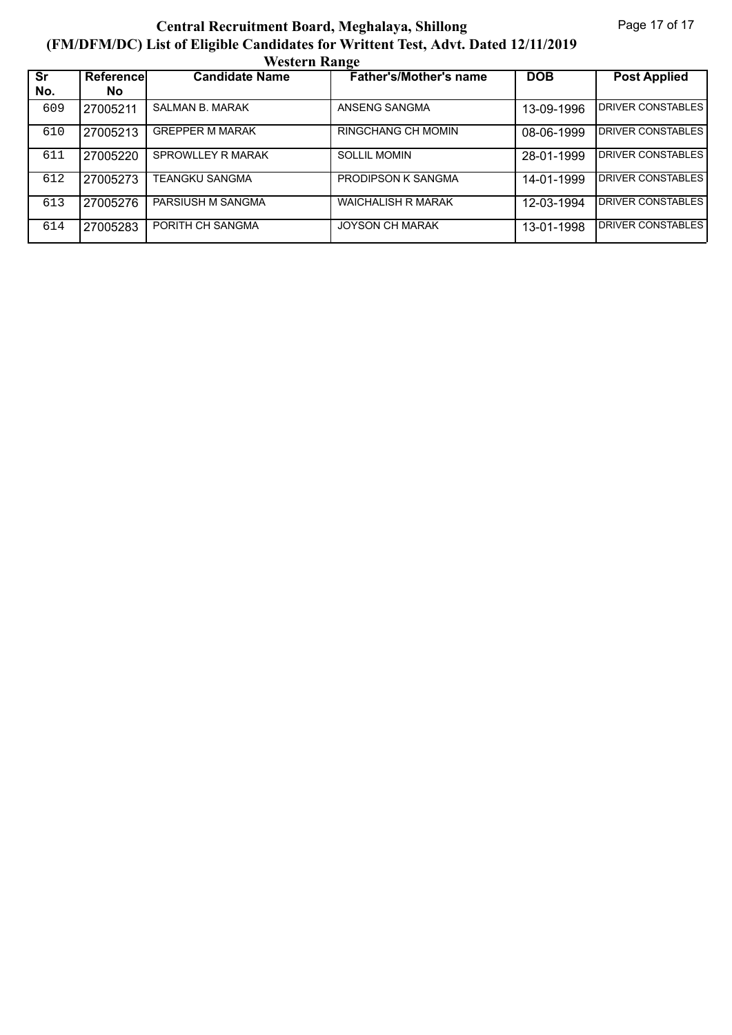# Central Recruitment Board, Meghalaya, Shillong

## (FM/DFM/DC) List of Eligible Candidates for Writtent Test, Advt. Dated 12/11/2019

### Western Range

| Sr No. | Reference No | Candidate Name | Father's/Mother's name | DOB | Post Applied |
|---|---|---|---|---|---|
| 609 | 27005211 | SALMAN B. MARAK | ANSENG SANGMA | 13-09-1996 | DRIVER CONSTABLES |
| 610 | 27005213 | GREPPER M MARAK | RINGCHANG CH MOMIN | 08-06-1999 | DRIVER CONSTABLES |
| 611 | 27005220 | SPROWLLEY R MARAK | SOLLIL MOMIN | 28-01-1999 | DRIVER CONSTABLES |
| 612 | 27005273 | TEANGKU SANGMA | PRODIPSON K SANGMA | 14-01-1999 | DRIVER CONSTABLES |
| 613 | 27005276 | PARSIUSH M SANGMA | WAICHALISH R MARAK | 12-03-1994 | DRIVER CONSTABLES |
| 614 | 27005283 | PORITH CH SANGMA | JOYSON CH MARAK | 13-01-1998 | DRIVER CONSTABLES |